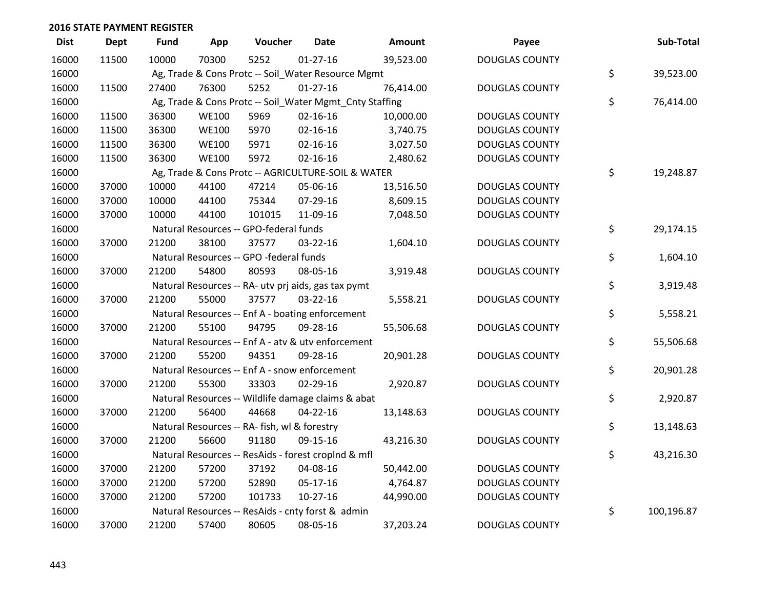## 2016 STATE PAYMENT REGISTER

| Dist | Dept | Fund | App | Voucher | Date | Amount | Payee | Sub-Total |
|---|---|---|---|---|---|---|---|---|
| 16000 | 11500 | 10000 | 70300 | 5252 | 01-27-16 | 39,523.00 | DOUGLAS COUNTY | |
| 16000 | | Ag, Trade & Cons Protc -- Soil_Water Resource Mgmt | | | | | | $ 39,523.00 |
| 16000 | 11500 | 27400 | 76300 | 5252 | 01-27-16 | 76,414.00 | DOUGLAS COUNTY | |
| 16000 | | Ag, Trade & Cons Protc -- Soil_Water Mgmt_Cnty Staffing | | | | | | $ 76,414.00 |
| 16000 | 11500 | 36300 | WE100 | 5969 | 02-16-16 | 10,000.00 | DOUGLAS COUNTY | |
| 16000 | 11500 | 36300 | WE100 | 5970 | 02-16-16 | 3,740.75 | DOUGLAS COUNTY | |
| 16000 | 11500 | 36300 | WE100 | 5971 | 02-16-16 | 3,027.50 | DOUGLAS COUNTY | |
| 16000 | 11500 | 36300 | WE100 | 5972 | 02-16-16 | 2,480.62 | DOUGLAS COUNTY | |
| 16000 | | Ag, Trade & Cons Protc -- AGRICULTURE-SOIL & WATER | | | | | | $ 19,248.87 |
| 16000 | 37000 | 10000 | 44100 | 47214 | 05-06-16 | 13,516.50 | DOUGLAS COUNTY | |
| 16000 | 37000 | 10000 | 44100 | 75344 | 07-29-16 | 8,609.15 | DOUGLAS COUNTY | |
| 16000 | 37000 | 10000 | 44100 | 101015 | 11-09-16 | 7,048.50 | DOUGLAS COUNTY | |
| 16000 | | Natural Resources -- GPO-federal funds | | | | | | $ 29,174.15 |
| 16000 | 37000 | 21200 | 38100 | 37577 | 03-22-16 | 1,604.10 | DOUGLAS COUNTY | |
| 16000 | | Natural Resources -- GPO -federal funds | | | | | | $ 1,604.10 |
| 16000 | 37000 | 21200 | 54800 | 80593 | 08-05-16 | 3,919.48 | DOUGLAS COUNTY | |
| 16000 | | Natural Resources -- RA- utv prj aids, gas tax pymt | | | | | | $ 3,919.48 |
| 16000 | 37000 | 21200 | 55000 | 37577 | 03-22-16 | 5,558.21 | DOUGLAS COUNTY | |
| 16000 | | Natural Resources -- Enf A - boating enforcement | | | | | | $ 5,558.21 |
| 16000 | 37000 | 21200 | 55100 | 94795 | 09-28-16 | 55,506.68 | DOUGLAS COUNTY | |
| 16000 | | Natural Resources -- Enf A - atv & utv enforcement | | | | | | $ 55,506.68 |
| 16000 | 37000 | 21200 | 55200 | 94351 | 09-28-16 | 20,901.28 | DOUGLAS COUNTY | |
| 16000 | | Natural Resources -- Enf A - snow enforcement | | | | | | $ 20,901.28 |
| 16000 | 37000 | 21200 | 55300 | 33303 | 02-29-16 | 2,920.87 | DOUGLAS COUNTY | |
| 16000 | | Natural Resources -- Wildlife damage claims & abat | | | | | | $ 2,920.87 |
| 16000 | 37000 | 21200 | 56400 | 44668 | 04-22-16 | 13,148.63 | DOUGLAS COUNTY | |
| 16000 | | Natural Resources -- RA- fish, wl & forestry | | | | | | $ 13,148.63 |
| 16000 | 37000 | 21200 | 56600 | 91180 | 09-15-16 | 43,216.30 | DOUGLAS COUNTY | |
| 16000 | | Natural Resources -- ResAids - forest croplnd & mfl | | | | | | $ 43,216.30 |
| 16000 | 37000 | 21200 | 57200 | 37192 | 04-08-16 | 50,442.00 | DOUGLAS COUNTY | |
| 16000 | 37000 | 21200 | 57200 | 52890 | 05-17-16 | 4,764.87 | DOUGLAS COUNTY | |
| 16000 | 37000 | 21200 | 57200 | 101733 | 10-27-16 | 44,990.00 | DOUGLAS COUNTY | |
| 16000 | | Natural Resources -- ResAids - cnty forst & admin | | | | | | $ 100,196.87 |
| 16000 | 37000 | 21200 | 57400 | 80605 | 08-05-16 | 37,203.24 | DOUGLAS COUNTY | |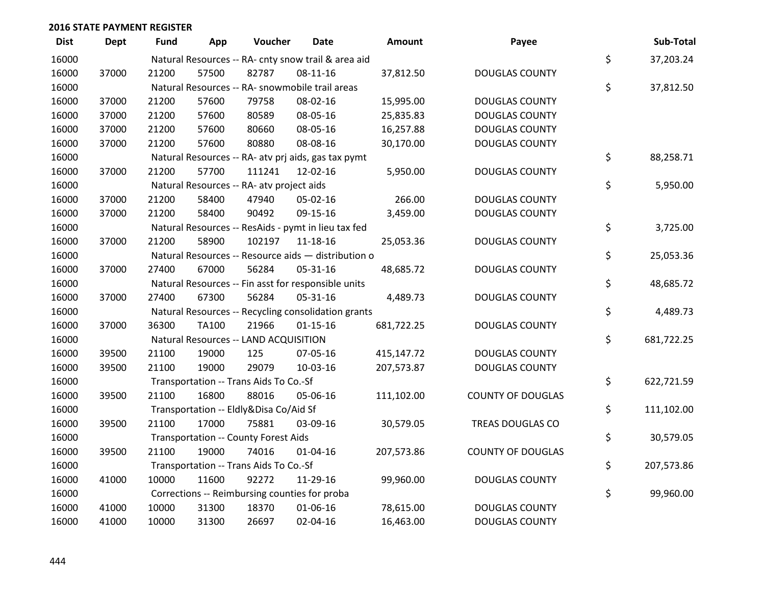**2016 STATE PAYMENT REGISTER**

| Dist | Dept | Fund | App | Voucher | Date | Amount | Payee | | Sub-Total |
|---|---|---|---|---|---|---|---|---|---|
| 16000 | | Natural Resources -- RA- cnty snow trail & area aid | | | | | | $ | 37,203.24 |
| 16000 | 37000 | 21200 | 57500 | 82787 | 08-11-16 | 37,812.50 | DOUGLAS COUNTY | | |
| 16000 | | Natural Resources -- RA- snowmobile trail areas | | | | | | $ | 37,812.50 |
| 16000 | 37000 | 21200 | 57600 | 79758 | 08-02-16 | 15,995.00 | DOUGLAS COUNTY | | |
| 16000 | 37000 | 21200 | 57600 | 80589 | 08-05-16 | 25,835.83 | DOUGLAS COUNTY | | |
| 16000 | 37000 | 21200 | 57600 | 80660 | 08-05-16 | 16,257.88 | DOUGLAS COUNTY | | |
| 16000 | 37000 | 21200 | 57600 | 80880 | 08-08-16 | 30,170.00 | DOUGLAS COUNTY | | |
| 16000 | | Natural Resources -- RA- atv prj aids, gas tax pymt | | | | | | $ | 88,258.71 |
| 16000 | 37000 | 21200 | 57700 | 111241 | 12-02-16 | 5,950.00 | DOUGLAS COUNTY | | |
| 16000 | | Natural Resources -- RA- atv project aids | | | | | | $ | 5,950.00 |
| 16000 | 37000 | 21200 | 58400 | 47940 | 05-02-16 | 266.00 | DOUGLAS COUNTY | | |
| 16000 | 37000 | 21200 | 58400 | 90492 | 09-15-16 | 3,459.00 | DOUGLAS COUNTY | | |
| 16000 | | Natural Resources -- ResAids - pymt in lieu tax fed | | | | | | $ | 3,725.00 |
| 16000 | 37000 | 21200 | 58900 | 102197 | 11-18-16 | 25,053.36 | DOUGLAS COUNTY | | |
| 16000 | | Natural Resources -- Resource aids — distribution o | | | | | | $ | 25,053.36 |
| 16000 | 37000 | 27400 | 67000 | 56284 | 05-31-16 | 48,685.72 | DOUGLAS COUNTY | | |
| 16000 | | Natural Resources -- Fin asst for responsible units | | | | | | $ | 48,685.72 |
| 16000 | 37000 | 27400 | 67300 | 56284 | 05-31-16 | 4,489.73 | DOUGLAS COUNTY | | |
| 16000 | | Natural Resources -- Recycling consolidation grants | | | | | | $ | 4,489.73 |
| 16000 | 37000 | 36300 | TA100 | 21966 | 01-15-16 | 681,722.25 | DOUGLAS COUNTY | | |
| 16000 | | Natural Resources -- LAND ACQUISITION | | | | | | $ | 681,722.25 |
| 16000 | 39500 | 21100 | 19000 | 125 | 07-05-16 | 415,147.72 | DOUGLAS COUNTY | | |
| 16000 | 39500 | 21100 | 19000 | 29079 | 10-03-16 | 207,573.87 | DOUGLAS COUNTY | | |
| 16000 | | Transportation -- Trans Aids To Co.-Sf | | | | | | $ | 622,721.59 |
| 16000 | 39500 | 21100 | 16800 | 88016 | 05-06-16 | 111,102.00 | COUNTY OF DOUGLAS | | |
| 16000 | | Transportation -- Eldly&Disa Co/Aid Sf | | | | | | $ | 111,102.00 |
| 16000 | 39500 | 21100 | 17000 | 75881 | 03-09-16 | 30,579.05 | TREAS DOUGLAS CO | | |
| 16000 | | Transportation -- County Forest Aids | | | | | | $ | 30,579.05 |
| 16000 | 39500 | 21100 | 19000 | 74016 | 01-04-16 | 207,573.86 | COUNTY OF DOUGLAS | | |
| 16000 | | Transportation -- Trans Aids To Co.-Sf | | | | | | $ | 207,573.86 |
| 16000 | 41000 | 10000 | 11600 | 92272 | 11-29-16 | 99,960.00 | DOUGLAS COUNTY | | |
| 16000 | | Corrections -- Reimbursing counties for proba | | | | | | $ | 99,960.00 |
| 16000 | 41000 | 10000 | 31300 | 18370 | 01-06-16 | 78,615.00 | DOUGLAS COUNTY | | |
| 16000 | 41000 | 10000 | 31300 | 26697 | 02-04-16 | 16,463.00 | DOUGLAS COUNTY | | |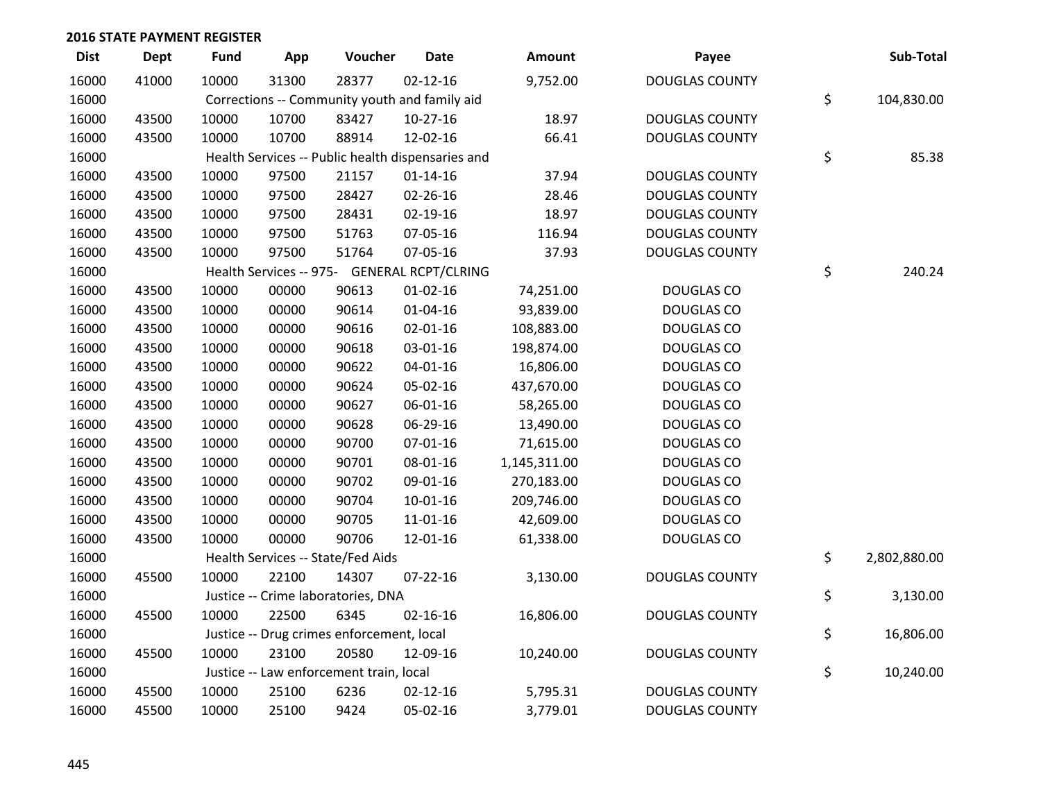## 2016 STATE PAYMENT REGISTER

| Dist | Dept | Fund | App | Voucher | Date | Amount | Payee | Sub-Total |
|---|---|---|---|---|---|---|---|---|
| 16000 | 41000 | 10000 | 31300 | 28377 | 02-12-16 | 9,752.00 | DOUGLAS COUNTY | |
| 16000 | | Corrections -- Community youth and family aid | | | | | | $ 104,830.00 |
| 16000 | 43500 | 10000 | 10700 | 83427 | 10-27-16 | 18.97 | DOUGLAS COUNTY | |
| 16000 | 43500 | 10000 | 10700 | 88914 | 12-02-16 | 66.41 | DOUGLAS COUNTY | |
| 16000 | | Health Services -- Public health dispensaries and | | | | | | $ 85.38 |
| 16000 | 43500 | 10000 | 97500 | 21157 | 01-14-16 | 37.94 | DOUGLAS COUNTY | |
| 16000 | 43500 | 10000 | 97500 | 28427 | 02-26-16 | 28.46 | DOUGLAS COUNTY | |
| 16000 | 43500 | 10000 | 97500 | 28431 | 02-19-16 | 18.97 | DOUGLAS COUNTY | |
| 16000 | 43500 | 10000 | 97500 | 51763 | 07-05-16 | 116.94 | DOUGLAS COUNTY | |
| 16000 | 43500 | 10000 | 97500 | 51764 | 07-05-16 | 37.93 | DOUGLAS COUNTY | |
| 16000 | | Health Services -- 975- GENERAL RCPT/CLRING | | | | | | $ 240.24 |
| 16000 | 43500 | 10000 | 00000 | 90613 | 01-02-16 | 74,251.00 | DOUGLAS CO | |
| 16000 | 43500 | 10000 | 00000 | 90614 | 01-04-16 | 93,839.00 | DOUGLAS CO | |
| 16000 | 43500 | 10000 | 00000 | 90616 | 02-01-16 | 108,883.00 | DOUGLAS CO | |
| 16000 | 43500 | 10000 | 00000 | 90618 | 03-01-16 | 198,874.00 | DOUGLAS CO | |
| 16000 | 43500 | 10000 | 00000 | 90622 | 04-01-16 | 16,806.00 | DOUGLAS CO | |
| 16000 | 43500 | 10000 | 00000 | 90624 | 05-02-16 | 437,670.00 | DOUGLAS CO | |
| 16000 | 43500 | 10000 | 00000 | 90627 | 06-01-16 | 58,265.00 | DOUGLAS CO | |
| 16000 | 43500 | 10000 | 00000 | 90628 | 06-29-16 | 13,490.00 | DOUGLAS CO | |
| 16000 | 43500 | 10000 | 00000 | 90700 | 07-01-16 | 71,615.00 | DOUGLAS CO | |
| 16000 | 43500 | 10000 | 00000 | 90701 | 08-01-16 | 1,145,311.00 | DOUGLAS CO | |
| 16000 | 43500 | 10000 | 00000 | 90702 | 09-01-16 | 270,183.00 | DOUGLAS CO | |
| 16000 | 43500 | 10000 | 00000 | 90704 | 10-01-16 | 209,746.00 | DOUGLAS CO | |
| 16000 | 43500 | 10000 | 00000 | 90705 | 11-01-16 | 42,609.00 | DOUGLAS CO | |
| 16000 | 43500 | 10000 | 00000 | 90706 | 12-01-16 | 61,338.00 | DOUGLAS CO | |
| 16000 | | Health Services -- State/Fed Aids | | | | | | $ 2,802,880.00 |
| 16000 | 45500 | 10000 | 22100 | 14307 | 07-22-16 | 3,130.00 | DOUGLAS COUNTY | |
| 16000 | | Justice -- Crime laboratories, DNA | | | | | | $ 3,130.00 |
| 16000 | 45500 | 10000 | 22500 | 6345 | 02-16-16 | 16,806.00 | DOUGLAS COUNTY | |
| 16000 | | Justice -- Drug crimes enforcement, local | | | | | | $ 16,806.00 |
| 16000 | 45500 | 10000 | 23100 | 20580 | 12-09-16 | 10,240.00 | DOUGLAS COUNTY | |
| 16000 | | Justice -- Law enforcement train, local | | | | | | $ 10,240.00 |
| 16000 | 45500 | 10000 | 25100 | 6236 | 02-12-16 | 5,795.31 | DOUGLAS COUNTY | |
| 16000 | 45500 | 10000 | 25100 | 9424 | 05-02-16 | 3,779.01 | DOUGLAS COUNTY | |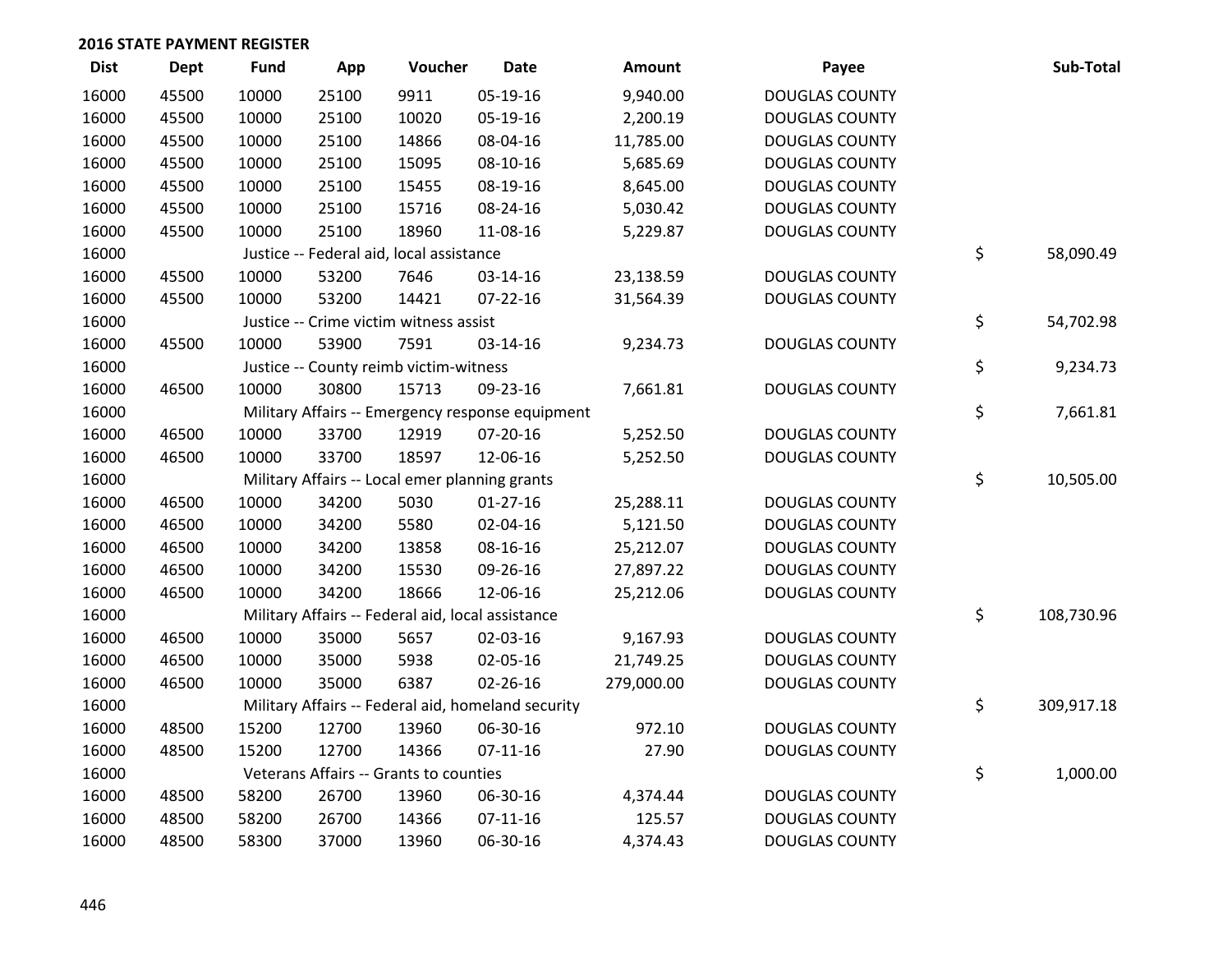## 2016 STATE PAYMENT REGISTER

| Dist | Dept | Fund | App | Voucher | Date | Amount | Payee | Sub-Total |
|---|---|---|---|---|---|---|---|---|
| 16000 | 45500 | 10000 | 25100 | 9911 | 05-19-16 | 9,940.00 | DOUGLAS COUNTY | |
| 16000 | 45500 | 10000 | 25100 | 10020 | 05-19-16 | 2,200.19 | DOUGLAS COUNTY | |
| 16000 | 45500 | 10000 | 25100 | 14866 | 08-04-16 | 11,785.00 | DOUGLAS COUNTY | |
| 16000 | 45500 | 10000 | 25100 | 15095 | 08-10-16 | 5,685.69 | DOUGLAS COUNTY | |
| 16000 | 45500 | 10000 | 25100 | 15455 | 08-19-16 | 8,645.00 | DOUGLAS COUNTY | |
| 16000 | 45500 | 10000 | 25100 | 15716 | 08-24-16 | 5,030.42 | DOUGLAS COUNTY | |
| 16000 | 45500 | 10000 | 25100 | 18960 | 11-08-16 | 5,229.87 | DOUGLAS COUNTY | |
| 16000 | | Justice -- Federal aid, local assistance | | | | | | $ 58,090.49 |
| 16000 | 45500 | 10000 | 53200 | 7646 | 03-14-16 | 23,138.59 | DOUGLAS COUNTY | |
| 16000 | 45500 | 10000 | 53200 | 14421 | 07-22-16 | 31,564.39 | DOUGLAS COUNTY | |
| 16000 | | Justice -- Crime victim witness assist | | | | | | $ 54,702.98 |
| 16000 | 45500 | 10000 | 53900 | 7591 | 03-14-16 | 9,234.73 | DOUGLAS COUNTY | |
| 16000 | | Justice -- County reimb victim-witness | | | | | | $ 9,234.73 |
| 16000 | 46500 | 10000 | 30800 | 15713 | 09-23-16 | 7,661.81 | DOUGLAS COUNTY | |
| 16000 | | Military Affairs -- Emergency response equipment | | | | | | $ 7,661.81 |
| 16000 | 46500 | 10000 | 33700 | 12919 | 07-20-16 | 5,252.50 | DOUGLAS COUNTY | |
| 16000 | 46500 | 10000 | 33700 | 18597 | 12-06-16 | 5,252.50 | DOUGLAS COUNTY | |
| 16000 | | Military Affairs -- Local emer planning grants | | | | | | $ 10,505.00 |
| 16000 | 46500 | 10000 | 34200 | 5030 | 01-27-16 | 25,288.11 | DOUGLAS COUNTY | |
| 16000 | 46500 | 10000 | 34200 | 5580 | 02-04-16 | 5,121.50 | DOUGLAS COUNTY | |
| 16000 | 46500 | 10000 | 34200 | 13858 | 08-16-16 | 25,212.07 | DOUGLAS COUNTY | |
| 16000 | 46500 | 10000 | 34200 | 15530 | 09-26-16 | 27,897.22 | DOUGLAS COUNTY | |
| 16000 | 46500 | 10000 | 34200 | 18666 | 12-06-16 | 25,212.06 | DOUGLAS COUNTY | |
| 16000 | | Military Affairs -- Federal aid, local assistance | | | | | | $ 108,730.96 |
| 16000 | 46500 | 10000 | 35000 | 5657 | 02-03-16 | 9,167.93 | DOUGLAS COUNTY | |
| 16000 | 46500 | 10000 | 35000 | 5938 | 02-05-16 | 21,749.25 | DOUGLAS COUNTY | |
| 16000 | 46500 | 10000 | 35000 | 6387 | 02-26-16 | 279,000.00 | DOUGLAS COUNTY | |
| 16000 | | Military Affairs -- Federal aid, homeland security | | | | | | $ 309,917.18 |
| 16000 | 48500 | 15200 | 12700 | 13960 | 06-30-16 | 972.10 | DOUGLAS COUNTY | |
| 16000 | 48500 | 15200 | 12700 | 14366 | 07-11-16 | 27.90 | DOUGLAS COUNTY | |
| 16000 | | Veterans Affairs -- Grants to counties | | | | | | $ 1,000.00 |
| 16000 | 48500 | 58200 | 26700 | 13960 | 06-30-16 | 4,374.44 | DOUGLAS COUNTY | |
| 16000 | 48500 | 58200 | 26700 | 14366 | 07-11-16 | 125.57 | DOUGLAS COUNTY | |
| 16000 | 48500 | 58300 | 37000 | 13960 | 06-30-16 | 4,374.43 | DOUGLAS COUNTY | |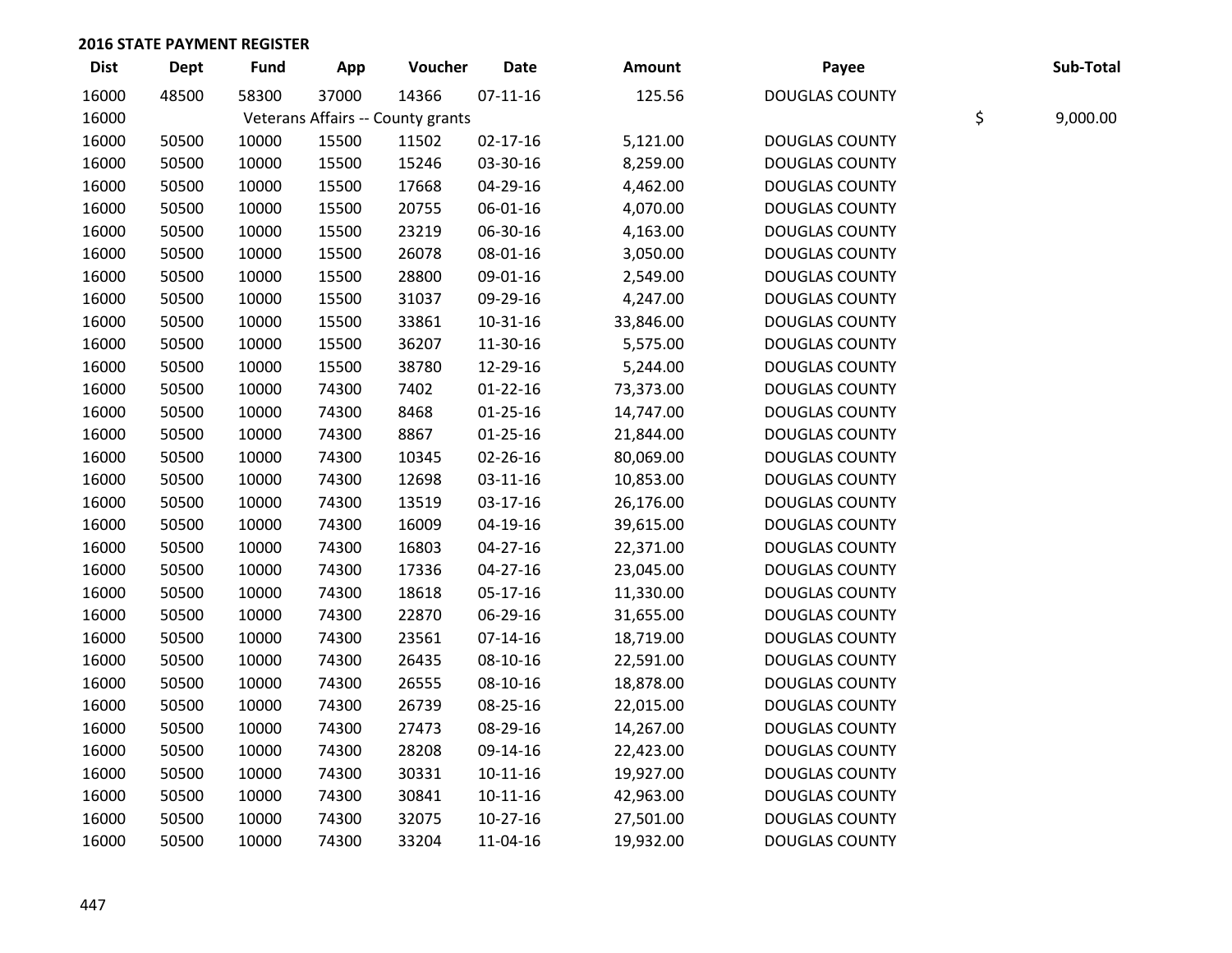## 2016 STATE PAYMENT REGISTER

| Dist | Dept | Fund | App | Voucher | Date | Amount | Payee | Sub-Total |
|---|---|---|---|---|---|---|---|---|
| 16000 | 48500 | 58300 | 37000 | 14366 | 07-11-16 | 125.56 | DOUGLAS COUNTY | |
| 16000 | | Veterans Affairs -- County grants | | | | | | $ 9,000.00 |
| 16000 | 50500 | 10000 | 15500 | 11502 | 02-17-16 | 5,121.00 | DOUGLAS COUNTY | |
| 16000 | 50500 | 10000 | 15500 | 15246 | 03-30-16 | 8,259.00 | DOUGLAS COUNTY | |
| 16000 | 50500 | 10000 | 15500 | 17668 | 04-29-16 | 4,462.00 | DOUGLAS COUNTY | |
| 16000 | 50500 | 10000 | 15500 | 20755 | 06-01-16 | 4,070.00 | DOUGLAS COUNTY | |
| 16000 | 50500 | 10000 | 15500 | 23219 | 06-30-16 | 4,163.00 | DOUGLAS COUNTY | |
| 16000 | 50500 | 10000 | 15500 | 26078 | 08-01-16 | 3,050.00 | DOUGLAS COUNTY | |
| 16000 | 50500 | 10000 | 15500 | 28800 | 09-01-16 | 2,549.00 | DOUGLAS COUNTY | |
| 16000 | 50500 | 10000 | 15500 | 31037 | 09-29-16 | 4,247.00 | DOUGLAS COUNTY | |
| 16000 | 50500 | 10000 | 15500 | 33861 | 10-31-16 | 33,846.00 | DOUGLAS COUNTY | |
| 16000 | 50500 | 10000 | 15500 | 36207 | 11-30-16 | 5,575.00 | DOUGLAS COUNTY | |
| 16000 | 50500 | 10000 | 15500 | 38780 | 12-29-16 | 5,244.00 | DOUGLAS COUNTY | |
| 16000 | 50500 | 10000 | 74300 | 7402 | 01-22-16 | 73,373.00 | DOUGLAS COUNTY | |
| 16000 | 50500 | 10000 | 74300 | 8468 | 01-25-16 | 14,747.00 | DOUGLAS COUNTY | |
| 16000 | 50500 | 10000 | 74300 | 8867 | 01-25-16 | 21,844.00 | DOUGLAS COUNTY | |
| 16000 | 50500 | 10000 | 74300 | 10345 | 02-26-16 | 80,069.00 | DOUGLAS COUNTY | |
| 16000 | 50500 | 10000 | 74300 | 12698 | 03-11-16 | 10,853.00 | DOUGLAS COUNTY | |
| 16000 | 50500 | 10000 | 74300 | 13519 | 03-17-16 | 26,176.00 | DOUGLAS COUNTY | |
| 16000 | 50500 | 10000 | 74300 | 16009 | 04-19-16 | 39,615.00 | DOUGLAS COUNTY | |
| 16000 | 50500 | 10000 | 74300 | 16803 | 04-27-16 | 22,371.00 | DOUGLAS COUNTY | |
| 16000 | 50500 | 10000 | 74300 | 17336 | 04-27-16 | 23,045.00 | DOUGLAS COUNTY | |
| 16000 | 50500 | 10000 | 74300 | 18618 | 05-17-16 | 11,330.00 | DOUGLAS COUNTY | |
| 16000 | 50500 | 10000 | 74300 | 22870 | 06-29-16 | 31,655.00 | DOUGLAS COUNTY | |
| 16000 | 50500 | 10000 | 74300 | 23561 | 07-14-16 | 18,719.00 | DOUGLAS COUNTY | |
| 16000 | 50500 | 10000 | 74300 | 26435 | 08-10-16 | 22,591.00 | DOUGLAS COUNTY | |
| 16000 | 50500 | 10000 | 74300 | 26555 | 08-10-16 | 18,878.00 | DOUGLAS COUNTY | |
| 16000 | 50500 | 10000 | 74300 | 26739 | 08-25-16 | 22,015.00 | DOUGLAS COUNTY | |
| 16000 | 50500 | 10000 | 74300 | 27473 | 08-29-16 | 14,267.00 | DOUGLAS COUNTY | |
| 16000 | 50500 | 10000 | 74300 | 28208 | 09-14-16 | 22,423.00 | DOUGLAS COUNTY | |
| 16000 | 50500 | 10000 | 74300 | 30331 | 10-11-16 | 19,927.00 | DOUGLAS COUNTY | |
| 16000 | 50500 | 10000 | 74300 | 30841 | 10-11-16 | 42,963.00 | DOUGLAS COUNTY | |
| 16000 | 50500 | 10000 | 74300 | 32075 | 10-27-16 | 27,501.00 | DOUGLAS COUNTY | |
| 16000 | 50500 | 10000 | 74300 | 33204 | 11-04-16 | 19,932.00 | DOUGLAS COUNTY | |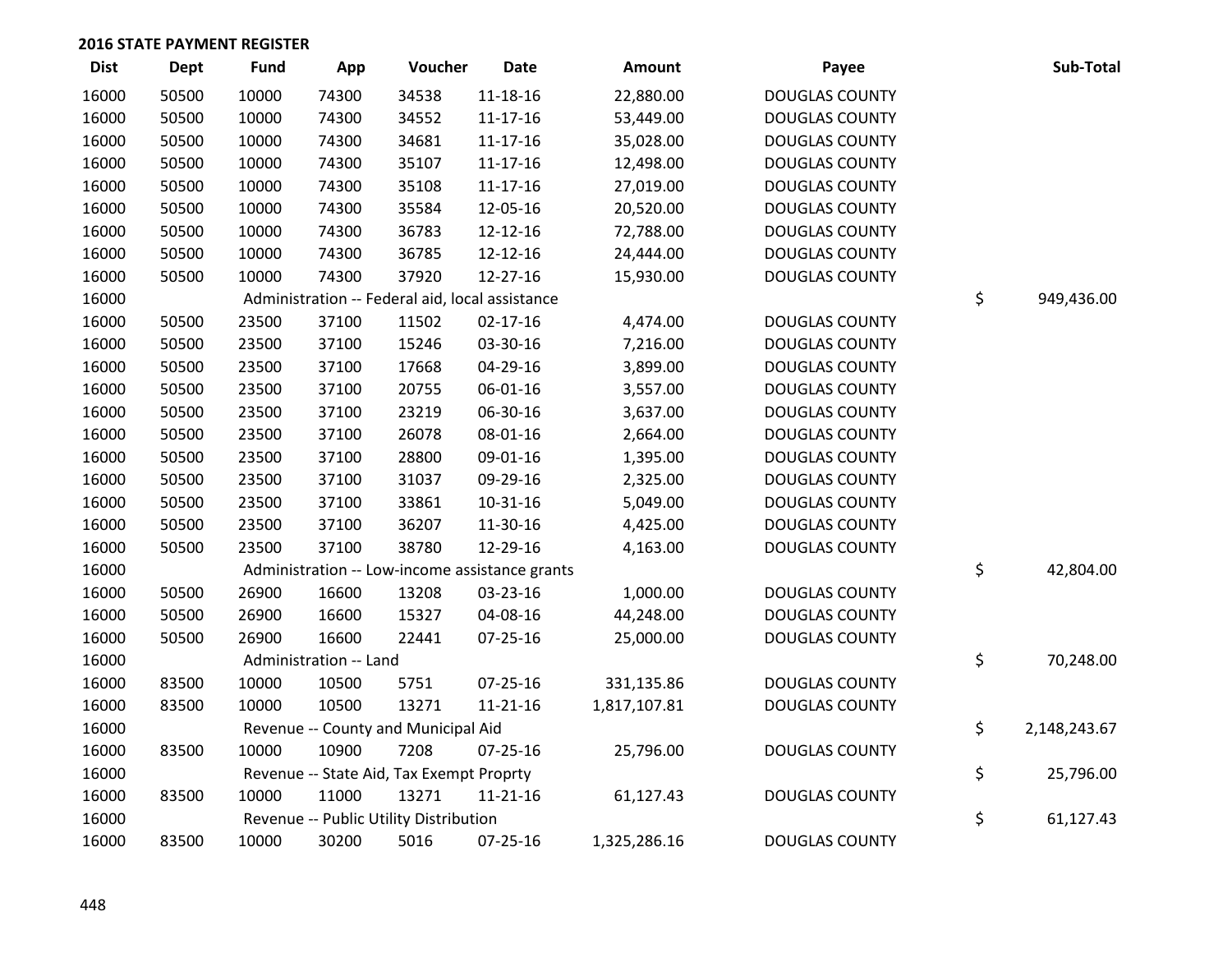## 2016 STATE PAYMENT REGISTER

| Dist | Dept | Fund | App | Voucher | Date | Amount | Payee | Sub-Total |
|---|---|---|---|---|---|---|---|---|
| 16000 | 50500 | 10000 | 74300 | 34538 | 11-18-16 | 22,880.00 | DOUGLAS COUNTY | |
| 16000 | 50500 | 10000 | 74300 | 34552 | 11-17-16 | 53,449.00 | DOUGLAS COUNTY | |
| 16000 | 50500 | 10000 | 74300 | 34681 | 11-17-16 | 35,028.00 | DOUGLAS COUNTY | |
| 16000 | 50500 | 10000 | 74300 | 35107 | 11-17-16 | 12,498.00 | DOUGLAS COUNTY | |
| 16000 | 50500 | 10000 | 74300 | 35108 | 11-17-16 | 27,019.00 | DOUGLAS COUNTY | |
| 16000 | 50500 | 10000 | 74300 | 35584 | 12-05-16 | 20,520.00 | DOUGLAS COUNTY | |
| 16000 | 50500 | 10000 | 74300 | 36783 | 12-12-16 | 72,788.00 | DOUGLAS COUNTY | |
| 16000 | 50500 | 10000 | 74300 | 36785 | 12-12-16 | 24,444.00 | DOUGLAS COUNTY | |
| 16000 | 50500 | 10000 | 74300 | 37920 | 12-27-16 | 15,930.00 | DOUGLAS COUNTY | |
| 16000 | | Administration -- Federal aid, local assistance | | | | | | $ 949,436.00 |
| 16000 | 50500 | 23500 | 37100 | 11502 | 02-17-16 | 4,474.00 | DOUGLAS COUNTY | |
| 16000 | 50500 | 23500 | 37100 | 15246 | 03-30-16 | 7,216.00 | DOUGLAS COUNTY | |
| 16000 | 50500 | 23500 | 37100 | 17668 | 04-29-16 | 3,899.00 | DOUGLAS COUNTY | |
| 16000 | 50500 | 23500 | 37100 | 20755 | 06-01-16 | 3,557.00 | DOUGLAS COUNTY | |
| 16000 | 50500 | 23500 | 37100 | 23219 | 06-30-16 | 3,637.00 | DOUGLAS COUNTY | |
| 16000 | 50500 | 23500 | 37100 | 26078 | 08-01-16 | 2,664.00 | DOUGLAS COUNTY | |
| 16000 | 50500 | 23500 | 37100 | 28800 | 09-01-16 | 1,395.00 | DOUGLAS COUNTY | |
| 16000 | 50500 | 23500 | 37100 | 31037 | 09-29-16 | 2,325.00 | DOUGLAS COUNTY | |
| 16000 | 50500 | 23500 | 37100 | 33861 | 10-31-16 | 5,049.00 | DOUGLAS COUNTY | |
| 16000 | 50500 | 23500 | 37100 | 36207 | 11-30-16 | 4,425.00 | DOUGLAS COUNTY | |
| 16000 | 50500 | 23500 | 37100 | 38780 | 12-29-16 | 4,163.00 | DOUGLAS COUNTY | |
| 16000 | | Administration -- Low-income assistance grants | | | | | | $ 42,804.00 |
| 16000 | 50500 | 26900 | 16600 | 13208 | 03-23-16 | 1,000.00 | DOUGLAS COUNTY | |
| 16000 | 50500 | 26900 | 16600 | 15327 | 04-08-16 | 44,248.00 | DOUGLAS COUNTY | |
| 16000 | 50500 | 26900 | 16600 | 22441 | 07-25-16 | 25,000.00 | DOUGLAS COUNTY | |
| 16000 | | Administration -- Land | | | | | | $ 70,248.00 |
| 16000 | 83500 | 10000 | 10500 | 5751 | 07-25-16 | 331,135.86 | DOUGLAS COUNTY | |
| 16000 | 83500 | 10000 | 10500 | 13271 | 11-21-16 | 1,817,107.81 | DOUGLAS COUNTY | |
| 16000 | | Revenue -- County and Municipal Aid | | | | | | $ 2,148,243.67 |
| 16000 | 83500 | 10000 | 10900 | 7208 | 07-25-16 | 25,796.00 | DOUGLAS COUNTY | |
| 16000 | | Revenue -- State Aid, Tax Exempt Proprty | | | | | | $ 25,796.00 |
| 16000 | 83500 | 10000 | 11000 | 13271 | 11-21-16 | 61,127.43 | DOUGLAS COUNTY | |
| 16000 | | Revenue -- Public Utility Distribution | | | | | | $ 61,127.43 |
| 16000 | 83500 | 10000 | 30200 | 5016 | 07-25-16 | 1,325,286.16 | DOUGLAS COUNTY | |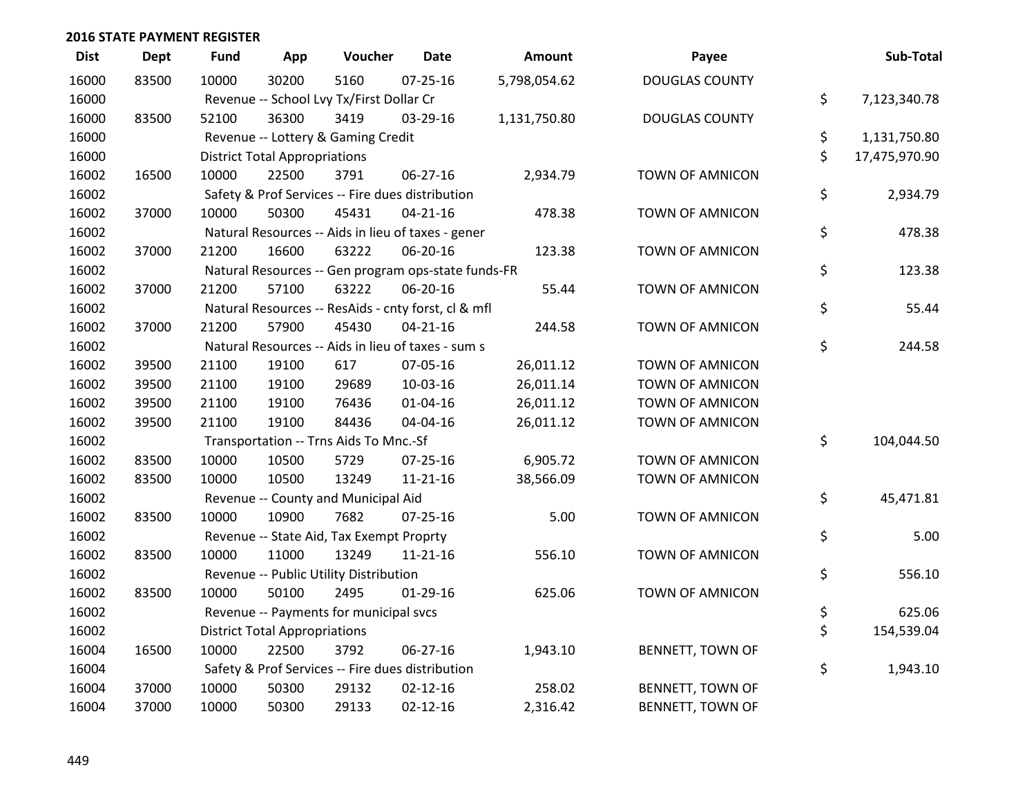## 2016 STATE PAYMENT REGISTER

| Dist | Dept | Fund | App | Voucher | Date | Amount | Payee | Sub-Total |
|---|---|---|---|---|---|---|---|---|
| 16000 | 83500 | 10000 | 30200 | 5160 | 07-25-16 | 5,798,054.62 | DOUGLAS COUNTY | |
| 16000 | | Revenue -- School Lvy Tx/First Dollar Cr | | | | | | $ 7,123,340.78 |
| 16000 | 83500 | 52100 | 36300 | 3419 | 03-29-16 | 1,131,750.80 | DOUGLAS COUNTY | |
| 16000 | | Revenue -- Lottery & Gaming Credit | | | | | | $ 1,131,750.80 |
| 16000 | | District Total Appropriations | | | | | | $ 17,475,970.90 |
| 16002 | 16500 | 10000 | 22500 | 3791 | 06-27-16 | 2,934.79 | TOWN OF AMNICON | |
| 16002 | | Safety & Prof Services -- Fire dues distribution | | | | | | $ 2,934.79 |
| 16002 | 37000 | 10000 | 50300 | 45431 | 04-21-16 | 478.38 | TOWN OF AMNICON | |
| 16002 | | Natural Resources -- Aids in lieu of taxes - gener | | | | | | $ 478.38 |
| 16002 | 37000 | 21200 | 16600 | 63222 | 06-20-16 | 123.38 | TOWN OF AMNICON | |
| 16002 | | Natural Resources -- Gen program ops-state funds-FR | | | | | | $ 123.38 |
| 16002 | 37000 | 21200 | 57100 | 63222 | 06-20-16 | 55.44 | TOWN OF AMNICON | |
| 16002 | | Natural Resources -- ResAids - cnty forst, cl & mfl | | | | | | $ 55.44 |
| 16002 | 37000 | 21200 | 57900 | 45430 | 04-21-16 | 244.58 | TOWN OF AMNICON | |
| 16002 | | Natural Resources -- Aids in lieu of taxes - sum s | | | | | | $ 244.58 |
| 16002 | 39500 | 21100 | 19100 | 617 | 07-05-16 | 26,011.12 | TOWN OF AMNICON | |
| 16002 | 39500 | 21100 | 19100 | 29689 | 10-03-16 | 26,011.14 | TOWN OF AMNICON | |
| 16002 | 39500 | 21100 | 19100 | 76436 | 01-04-16 | 26,011.12 | TOWN OF AMNICON | |
| 16002 | 39500 | 21100 | 19100 | 84436 | 04-04-16 | 26,011.12 | TOWN OF AMNICON | |
| 16002 | | Transportation -- Trns Aids To Mnc.-Sf | | | | | | $ 104,044.50 |
| 16002 | 83500 | 10000 | 10500 | 5729 | 07-25-16 | 6,905.72 | TOWN OF AMNICON | |
| 16002 | 83500 | 10000 | 10500 | 13249 | 11-21-16 | 38,566.09 | TOWN OF AMNICON | |
| 16002 | | Revenue -- County and Municipal Aid | | | | | | $ 45,471.81 |
| 16002 | 83500 | 10000 | 10900 | 7682 | 07-25-16 | 5.00 | TOWN OF AMNICON | |
| 16002 | | Revenue -- State Aid, Tax Exempt Proprty | | | | | | $ 5.00 |
| 16002 | 83500 | 10000 | 11000 | 13249 | 11-21-16 | 556.10 | TOWN OF AMNICON | |
| 16002 | | Revenue -- Public Utility Distribution | | | | | | $ 556.10 |
| 16002 | 83500 | 10000 | 50100 | 2495 | 01-29-16 | 625.06 | TOWN OF AMNICON | |
| 16002 | | Revenue -- Payments for municipal svcs | | | | | | $ 625.06 |
| 16002 | | District Total Appropriations | | | | | | $ 154,539.04 |
| 16004 | 16500 | 10000 | 22500 | 3792 | 06-27-16 | 1,943.10 | BENNETT, TOWN OF | |
| 16004 | | Safety & Prof Services -- Fire dues distribution | | | | | | $ 1,943.10 |
| 16004 | 37000 | 10000 | 50300 | 29132 | 02-12-16 | 258.02 | BENNETT, TOWN OF | |
| 16004 | 37000 | 10000 | 50300 | 29133 | 02-12-16 | 2,316.42 | BENNETT, TOWN OF | |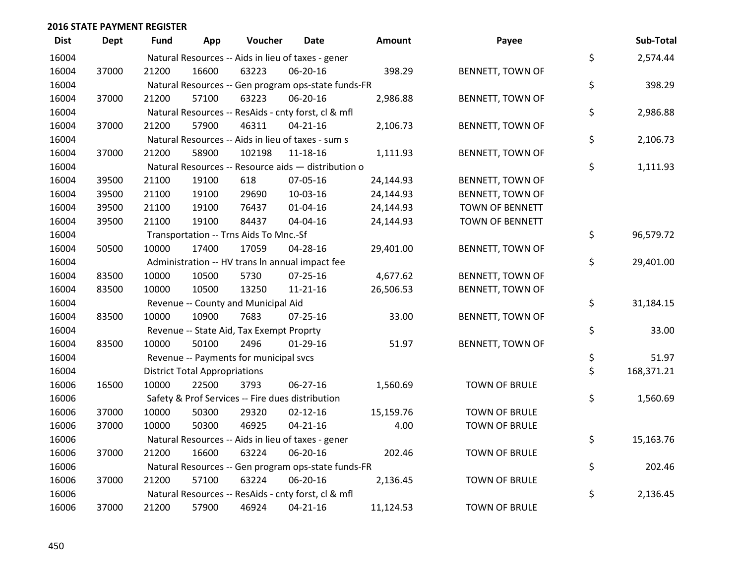## 2016 STATE PAYMENT REGISTER

| Dist | Dept | Fund | App | Voucher | Date | Amount | Payee | | Sub-Total |
|---|---|---|---|---|---|---|---|---|---|
| 16004 | | Natural Resources -- Aids in lieu of taxes - gener | | | | | | $ | 2,574.44 |
| 16004 | 37000 | 21200 | 16600 | 63223 | 06-20-16 | 398.29 | BENNETT, TOWN OF | | |
| 16004 | | Natural Resources -- Gen program ops-state funds-FR | | | | | | $ | 398.29 |
| 16004 | 37000 | 21200 | 57100 | 63223 | 06-20-16 | 2,986.88 | BENNETT, TOWN OF | | |
| 16004 | | Natural Resources -- ResAids - cnty forst, cl & mfl | | | | | | $ | 2,986.88 |
| 16004 | 37000 | 21200 | 57900 | 46311 | 04-21-16 | 2,106.73 | BENNETT, TOWN OF | | |
| 16004 | | Natural Resources -- Aids in lieu of taxes - sum s | | | | | | $ | 2,106.73 |
| 16004 | 37000 | 21200 | 58900 | 102198 | 11-18-16 | 1,111.93 | BENNETT, TOWN OF | | |
| 16004 | | Natural Resources -- Resource aids — distribution o | | | | | | $ | 1,111.93 |
| 16004 | 39500 | 21100 | 19100 | 618 | 07-05-16 | 24,144.93 | BENNETT, TOWN OF | | |
| 16004 | 39500 | 21100 | 19100 | 29690 | 10-03-16 | 24,144.93 | BENNETT, TOWN OF | | |
| 16004 | 39500 | 21100 | 19100 | 76437 | 01-04-16 | 24,144.93 | TOWN OF BENNETT | | |
| 16004 | 39500 | 21100 | 19100 | 84437 | 04-04-16 | 24,144.93 | TOWN OF BENNETT | | |
| 16004 | | Transportation -- Trns Aids To Mnc.-Sf | | | | | | $ | 96,579.72 |
| 16004 | 50500 | 10000 | 17400 | 17059 | 04-28-16 | 29,401.00 | BENNETT, TOWN OF | | |
| 16004 | | Administration -- HV trans ln annual impact fee | | | | | | $ | 29,401.00 |
| 16004 | 83500 | 10000 | 10500 | 5730 | 07-25-16 | 4,677.62 | BENNETT, TOWN OF | | |
| 16004 | 83500 | 10000 | 10500 | 13250 | 11-21-16 | 26,506.53 | BENNETT, TOWN OF | | |
| 16004 | | Revenue -- County and Municipal Aid | | | | | | $ | 31,184.15 |
| 16004 | 83500 | 10000 | 10900 | 7683 | 07-25-16 | 33.00 | BENNETT, TOWN OF | | |
| 16004 | | Revenue -- State Aid, Tax Exempt Proprty | | | | | | $ | 33.00 |
| 16004 | 83500 | 10000 | 50100 | 2496 | 01-29-16 | 51.97 | BENNETT, TOWN OF | | |
| 16004 | | Revenue -- Payments for municipal svcs | | | | | | $ | 51.97 |
| 16004 | | District Total Appropriations | | | | | | $ | 168,371.21 |
| 16006 | 16500 | 10000 | 22500 | 3793 | 06-27-16 | 1,560.69 | TOWN OF BRULE | | |
| 16006 | | Safety & Prof Services -- Fire dues distribution | | | | | | $ | 1,560.69 |
| 16006 | 37000 | 10000 | 50300 | 29320 | 02-12-16 | 15,159.76 | TOWN OF BRULE | | |
| 16006 | 37000 | 10000 | 50300 | 46925 | 04-21-16 | 4.00 | TOWN OF BRULE | | |
| 16006 | | Natural Resources -- Aids in lieu of taxes - gener | | | | | | $ | 15,163.76 |
| 16006 | 37000 | 21200 | 16600 | 63224 | 06-20-16 | 202.46 | TOWN OF BRULE | | |
| 16006 | | Natural Resources -- Gen program ops-state funds-FR | | | | | | $ | 202.46 |
| 16006 | 37000 | 21200 | 57100 | 63224 | 06-20-16 | 2,136.45 | TOWN OF BRULE | | |
| 16006 | | Natural Resources -- ResAids - cnty forst, cl & mfl | | | | | | $ | 2,136.45 |
| 16006 | 37000 | 21200 | 57900 | 46924 | 04-21-16 | 11,124.53 | TOWN OF BRULE | | |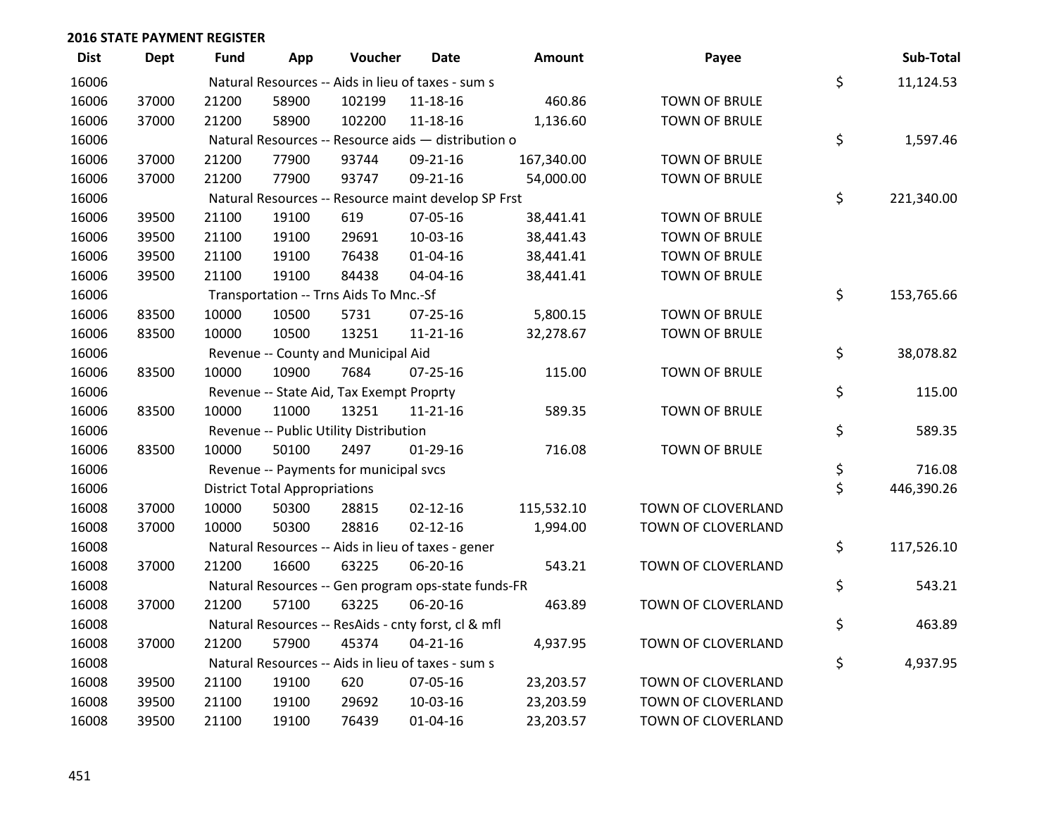## 2016 STATE PAYMENT REGISTER

| Dist | Dept | Fund | App | Voucher | Date | Amount | Payee | | Sub-Total |
|---|---|---|---|---|---|---|---|---|---|
| 16006 | | Natural Resources -- Aids in lieu of taxes - sum s | | | | | | $ | 11,124.53 |
| 16006 | 37000 | 21200 | 58900 | 102199 | 11-18-16 | 460.86 | TOWN OF BRULE | | |
| 16006 | 37000 | 21200 | 58900 | 102200 | 11-18-16 | 1,136.60 | TOWN OF BRULE | | |
| 16006 | | Natural Resources -- Resource aids — distribution o | | | | | | $ | 1,597.46 |
| 16006 | 37000 | 21200 | 77900 | 93744 | 09-21-16 | 167,340.00 | TOWN OF BRULE | | |
| 16006 | 37000 | 21200 | 77900 | 93747 | 09-21-16 | 54,000.00 | TOWN OF BRULE | | |
| 16006 | | Natural Resources -- Resource maint develop SP Frst | | | | | | $ | 221,340.00 |
| 16006 | 39500 | 21100 | 19100 | 619 | 07-05-16 | 38,441.41 | TOWN OF BRULE | | |
| 16006 | 39500 | 21100 | 19100 | 29691 | 10-03-16 | 38,441.43 | TOWN OF BRULE | | |
| 16006 | 39500 | 21100 | 19100 | 76438 | 01-04-16 | 38,441.41 | TOWN OF BRULE | | |
| 16006 | 39500 | 21100 | 19100 | 84438 | 04-04-16 | 38,441.41 | TOWN OF BRULE | | |
| 16006 | | Transportation -- Trns Aids To Mnc.-Sf | | | | | | $ | 153,765.66 |
| 16006 | 83500 | 10000 | 10500 | 5731 | 07-25-16 | 5,800.15 | TOWN OF BRULE | | |
| 16006 | 83500 | 10000 | 10500 | 13251 | 11-21-16 | 32,278.67 | TOWN OF BRULE | | |
| 16006 | | Revenue -- County and Municipal Aid | | | | | | $ | 38,078.82 |
| 16006 | 83500 | 10000 | 10900 | 7684 | 07-25-16 | 115.00 | TOWN OF BRULE | | |
| 16006 | | Revenue -- State Aid, Tax Exempt Proprty | | | | | | $ | 115.00 |
| 16006 | 83500 | 10000 | 11000 | 13251 | 11-21-16 | 589.35 | TOWN OF BRULE | | |
| 16006 | | Revenue -- Public Utility Distribution | | | | | | $ | 589.35 |
| 16006 | 83500 | 10000 | 50100 | 2497 | 01-29-16 | 716.08 | TOWN OF BRULE | | |
| 16006 | | Revenue -- Payments for municipal svcs | | | | | | $ | 716.08 |
| 16006 | | District Total Appropriations | | | | | | $ | 446,390.26 |
| 16008 | 37000 | 10000 | 50300 | 28815 | 02-12-16 | 115,532.10 | TOWN OF CLOVERLAND | | |
| 16008 | 37000 | 10000 | 50300 | 28816 | 02-12-16 | 1,994.00 | TOWN OF CLOVERLAND | | |
| 16008 | | Natural Resources -- Aids in lieu of taxes - gener | | | | | | $ | 117,526.10 |
| 16008 | 37000 | 21200 | 16600 | 63225 | 06-20-16 | 543.21 | TOWN OF CLOVERLAND | | |
| 16008 | | Natural Resources -- Gen program ops-state funds-FR | | | | | | $ | 543.21 |
| 16008 | 37000 | 21200 | 57100 | 63225 | 06-20-16 | 463.89 | TOWN OF CLOVERLAND | | |
| 16008 | | Natural Resources -- ResAids - cnty forst, cl & mfl | | | | | | $ | 463.89 |
| 16008 | 37000 | 21200 | 57900 | 45374 | 04-21-16 | 4,937.95 | TOWN OF CLOVERLAND | | |
| 16008 | | Natural Resources -- Aids in lieu of taxes - sum s | | | | | | $ | 4,937.95 |
| 16008 | 39500 | 21100 | 19100 | 620 | 07-05-16 | 23,203.57 | TOWN OF CLOVERLAND | | |
| 16008 | 39500 | 21100 | 19100 | 29692 | 10-03-16 | 23,203.59 | TOWN OF CLOVERLAND | | |
| 16008 | 39500 | 21100 | 19100 | 76439 | 01-04-16 | 23,203.57 | TOWN OF CLOVERLAND | | |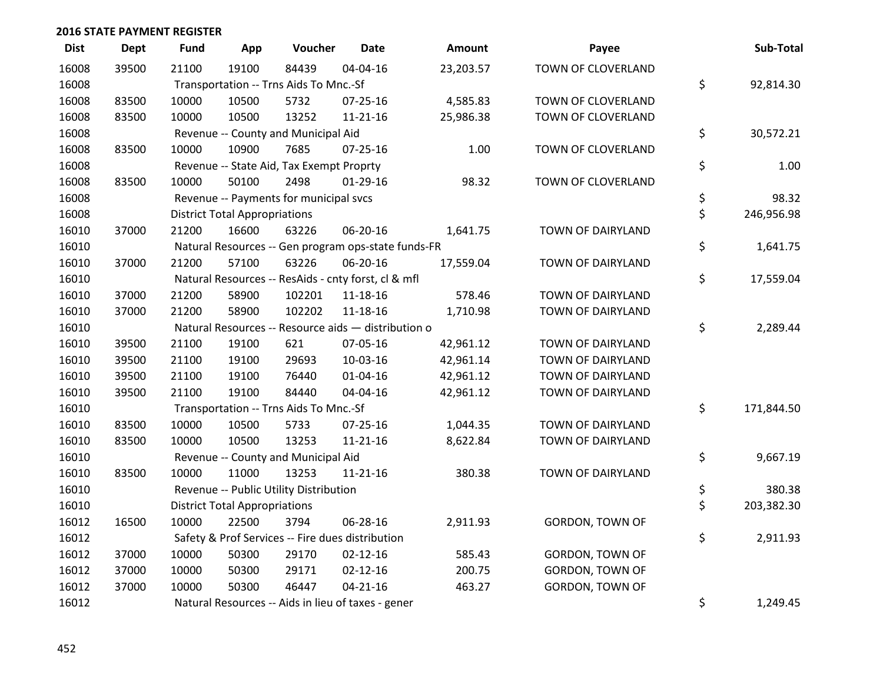## 2016 STATE PAYMENT REGISTER

| Dist | Dept | Fund | App | Voucher | Date | Amount | Payee | Sub-Total |
|---|---|---|---|---|---|---|---|---|
| 16008 | 39500 | 21100 | 19100 | 84439 | 04-04-16 | 23,203.57 | TOWN OF CLOVERLAND | |
| 16008 | | Transportation -- Trns Aids To Mnc.-Sf | | | | | | $ 92,814.30 |
| 16008 | 83500 | 10000 | 10500 | 5732 | 07-25-16 | 4,585.83 | TOWN OF CLOVERLAND | |
| 16008 | 83500 | 10000 | 10500 | 13252 | 11-21-16 | 25,986.38 | TOWN OF CLOVERLAND | |
| 16008 | | Revenue -- County and Municipal Aid | | | | | | $ 30,572.21 |
| 16008 | 83500 | 10000 | 10900 | 7685 | 07-25-16 | 1.00 | TOWN OF CLOVERLAND | |
| 16008 | | Revenue -- State Aid, Tax Exempt Proprty | | | | | | $ 1.00 |
| 16008 | 83500 | 10000 | 50100 | 2498 | 01-29-16 | 98.32 | TOWN OF CLOVERLAND | |
| 16008 | | Revenue -- Payments for municipal svcs | | | | | | $ 98.32 |
| 16008 | | District Total Appropriations | | | | | | $ 246,956.98 |
| 16010 | 37000 | 21200 | 16600 | 63226 | 06-20-16 | 1,641.75 | TOWN OF DAIRYLAND | |
| 16010 | | Natural Resources -- Gen program ops-state funds-FR | | | | | | $ 1,641.75 |
| 16010 | 37000 | 21200 | 57100 | 63226 | 06-20-16 | 17,559.04 | TOWN OF DAIRYLAND | |
| 16010 | | Natural Resources -- ResAids - cnty forst, cl & mfl | | | | | | $ 17,559.04 |
| 16010 | 37000 | 21200 | 58900 | 102201 | 11-18-16 | 578.46 | TOWN OF DAIRYLAND | |
| 16010 | 37000 | 21200 | 58900 | 102202 | 11-18-16 | 1,710.98 | TOWN OF DAIRYLAND | |
| 16010 | | Natural Resources -- Resource aids — distribution o | | | | | | $ 2,289.44 |
| 16010 | 39500 | 21100 | 19100 | 621 | 07-05-16 | 42,961.12 | TOWN OF DAIRYLAND | |
| 16010 | 39500 | 21100 | 19100 | 29693 | 10-03-16 | 42,961.14 | TOWN OF DAIRYLAND | |
| 16010 | 39500 | 21100 | 19100 | 76440 | 01-04-16 | 42,961.12 | TOWN OF DAIRYLAND | |
| 16010 | 39500 | 21100 | 19100 | 84440 | 04-04-16 | 42,961.12 | TOWN OF DAIRYLAND | |
| 16010 | | Transportation -- Trns Aids To Mnc.-Sf | | | | | | $ 171,844.50 |
| 16010 | 83500 | 10000 | 10500 | 5733 | 07-25-16 | 1,044.35 | TOWN OF DAIRYLAND | |
| 16010 | 83500 | 10000 | 10500 | 13253 | 11-21-16 | 8,622.84 | TOWN OF DAIRYLAND | |
| 16010 | | Revenue -- County and Municipal Aid | | | | | | $ 9,667.19 |
| 16010 | 83500 | 10000 | 11000 | 13253 | 11-21-16 | 380.38 | TOWN OF DAIRYLAND | |
| 16010 | | Revenue -- Public Utility Distribution | | | | | | $ 380.38 |
| 16010 | | District Total Appropriations | | | | | | $ 203,382.30 |
| 16012 | 16500 | 10000 | 22500 | 3794 | 06-28-16 | 2,911.93 | GORDON, TOWN OF | |
| 16012 | | Safety & Prof Services -- Fire dues distribution | | | | | | $ 2,911.93 |
| 16012 | 37000 | 10000 | 50300 | 29170 | 02-12-16 | 585.43 | GORDON, TOWN OF | |
| 16012 | 37000 | 10000 | 50300 | 29171 | 02-12-16 | 200.75 | GORDON, TOWN OF | |
| 16012 | 37000 | 10000 | 50300 | 46447 | 04-21-16 | 463.27 | GORDON, TOWN OF | |
| 16012 | | Natural Resources -- Aids in lieu of taxes - gener | | | | | | $ 1,249.45 |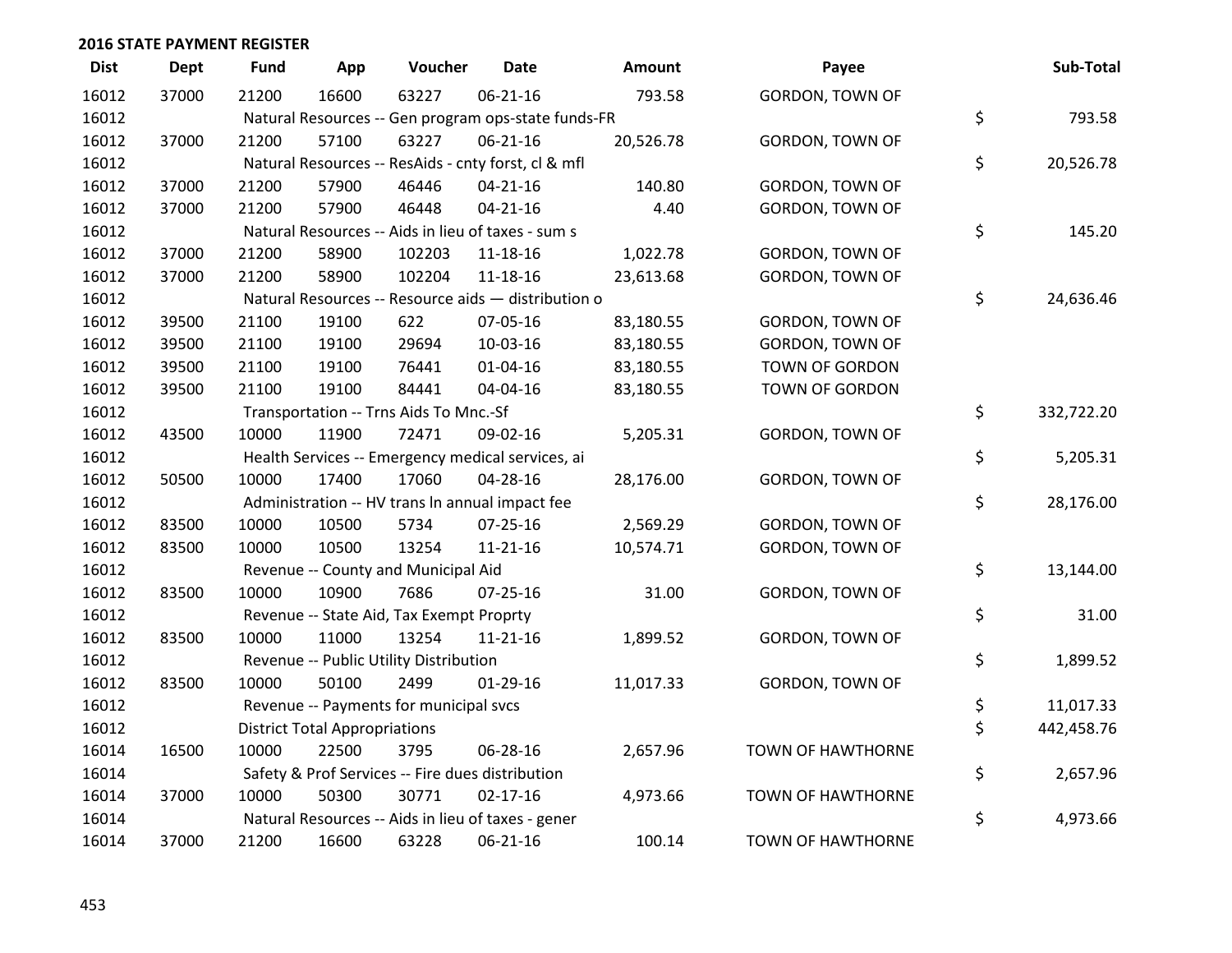**2016 STATE PAYMENT REGISTER**

| Dist | Dept | Fund | App | Voucher | Date | Amount | Payee | Sub-Total |
|---|---|---|---|---|---|---|---|---|
| 16012 | 37000 | 21200 | 16600 | 63227 | 06-21-16 | 793.58 | GORDON, TOWN OF | |
| 16012 | | Natural Resources -- Gen program ops-state funds-FR | | | | | | $ 793.58 |
| 16012 | 37000 | 21200 | 57100 | 63227 | 06-21-16 | 20,526.78 | GORDON, TOWN OF | |
| 16012 | | Natural Resources -- ResAids - cnty forst, cl & mfl | | | | | | $ 20,526.78 |
| 16012 | 37000 | 21200 | 57900 | 46446 | 04-21-16 | 140.80 | GORDON, TOWN OF | |
| 16012 | 37000 | 21200 | 57900 | 46448 | 04-21-16 | 4.40 | GORDON, TOWN OF | |
| 16012 | | Natural Resources -- Aids in lieu of taxes - sum s | | | | | | $ 145.20 |
| 16012 | 37000 | 21200 | 58900 | 102203 | 11-18-16 | 1,022.78 | GORDON, TOWN OF | |
| 16012 | 37000 | 21200 | 58900 | 102204 | 11-18-16 | 23,613.68 | GORDON, TOWN OF | |
| 16012 | | Natural Resources -- Resource aids — distribution o | | | | | | $ 24,636.46 |
| 16012 | 39500 | 21100 | 19100 | 622 | 07-05-16 | 83,180.55 | GORDON, TOWN OF | |
| 16012 | 39500 | 21100 | 19100 | 29694 | 10-03-16 | 83,180.55 | GORDON, TOWN OF | |
| 16012 | 39500 | 21100 | 19100 | 76441 | 01-04-16 | 83,180.55 | TOWN OF GORDON | |
| 16012 | 39500 | 21100 | 19100 | 84441 | 04-04-16 | 83,180.55 | TOWN OF GORDON | |
| 16012 | | Transportation -- Trns Aids To Mnc.-Sf | | | | | | $ 332,722.20 |
| 16012 | 43500 | 10000 | 11900 | 72471 | 09-02-16 | 5,205.31 | GORDON, TOWN OF | |
| 16012 | | Health Services -- Emergency medical services, ai | | | | | | $ 5,205.31 |
| 16012 | 50500 | 10000 | 17400 | 17060 | 04-28-16 | 28,176.00 | GORDON, TOWN OF | |
| 16012 | | Administration -- HV trans ln annual impact fee | | | | | | $ 28,176.00 |
| 16012 | 83500 | 10000 | 10500 | 5734 | 07-25-16 | 2,569.29 | GORDON, TOWN OF | |
| 16012 | 83500 | 10000 | 10500 | 13254 | 11-21-16 | 10,574.71 | GORDON, TOWN OF | |
| 16012 | | Revenue -- County and Municipal Aid | | | | | | $ 13,144.00 |
| 16012 | 83500 | 10000 | 10900 | 7686 | 07-25-16 | 31.00 | GORDON, TOWN OF | |
| 16012 | | Revenue -- State Aid, Tax Exempt Proprty | | | | | | $ 31.00 |
| 16012 | 83500 | 10000 | 11000 | 13254 | 11-21-16 | 1,899.52 | GORDON, TOWN OF | |
| 16012 | | Revenue -- Public Utility Distribution | | | | | | $ 1,899.52 |
| 16012 | 83500 | 10000 | 50100 | 2499 | 01-29-16 | 11,017.33 | GORDON, TOWN OF | |
| 16012 | | Revenue -- Payments for municipal svcs | | | | | | $ 11,017.33 |
| 16012 | | District Total Appropriations | | | | | | $ 442,458.76 |
| 16014 | 16500 | 10000 | 22500 | 3795 | 06-28-16 | 2,657.96 | TOWN OF HAWTHORNE | |
| 16014 | | Safety & Prof Services -- Fire dues distribution | | | | | | $ 2,657.96 |
| 16014 | 37000 | 10000 | 50300 | 30771 | 02-17-16 | 4,973.66 | TOWN OF HAWTHORNE | |
| 16014 | | Natural Resources -- Aids in lieu of taxes - gener | | | | | | $ 4,973.66 |
| 16014 | 37000 | 21200 | 16600 | 63228 | 06-21-16 | 100.14 | TOWN OF HAWTHORNE | |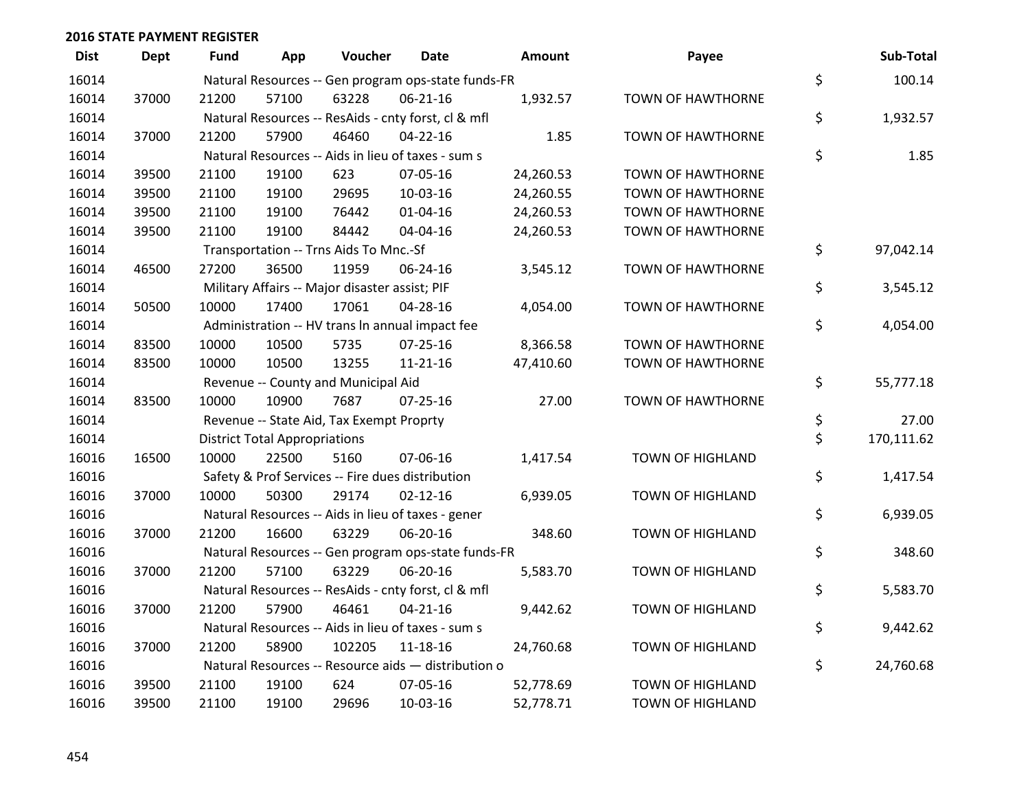## 2016 STATE PAYMENT REGISTER

| Dist | Dept | Fund | App | Voucher | Date | Amount | Payee | | Sub-Total |
|---|---|---|---|---|---|---|---|---|---|
| 16014 | | Natural Resources -- Gen program ops-state funds-FR | | | | | | $ | 100.14 |
| 16014 | 37000 | 21200 | 57100 | 63228 | 06-21-16 | 1,932.57 | TOWN OF HAWTHORNE | | |
| 16014 | | Natural Resources -- ResAids - cnty forst, cl & mfl | | | | | | $ | 1,932.57 |
| 16014 | 37000 | 21200 | 57900 | 46460 | 04-22-16 | 1.85 | TOWN OF HAWTHORNE | | |
| 16014 | | Natural Resources -- Aids in lieu of taxes - sum s | | | | | | $ | 1.85 |
| 16014 | 39500 | 21100 | 19100 | 623 | 07-05-16 | 24,260.53 | TOWN OF HAWTHORNE | | |
| 16014 | 39500 | 21100 | 19100 | 29695 | 10-03-16 | 24,260.55 | TOWN OF HAWTHORNE | | |
| 16014 | 39500 | 21100 | 19100 | 76442 | 01-04-16 | 24,260.53 | TOWN OF HAWTHORNE | | |
| 16014 | 39500 | 21100 | 19100 | 84442 | 04-04-16 | 24,260.53 | TOWN OF HAWTHORNE | | |
| 16014 | | Transportation -- Trns Aids To Mnc.-Sf | | | | | | $ | 97,042.14 |
| 16014 | 46500 | 27200 | 36500 | 11959 | 06-24-16 | 3,545.12 | TOWN OF HAWTHORNE | | |
| 16014 | | Military Affairs -- Major disaster assist; PIF | | | | | | $ | 3,545.12 |
| 16014 | 50500 | 10000 | 17400 | 17061 | 04-28-16 | 4,054.00 | TOWN OF HAWTHORNE | | |
| 16014 | | Administration -- HV trans ln annual impact fee | | | | | | $ | 4,054.00 |
| 16014 | 83500 | 10000 | 10500 | 5735 | 07-25-16 | 8,366.58 | TOWN OF HAWTHORNE | | |
| 16014 | 83500 | 10000 | 10500 | 13255 | 11-21-16 | 47,410.60 | TOWN OF HAWTHORNE | | |
| 16014 | | Revenue -- County and Municipal Aid | | | | | | $ | 55,777.18 |
| 16014 | 83500 | 10000 | 10900 | 7687 | 07-25-16 | 27.00 | TOWN OF HAWTHORNE | | |
| 16014 | | Revenue -- State Aid, Tax Exempt Proprty | | | | | | $ | 27.00 |
| 16014 | | District Total Appropriations | | | | | | $ | 170,111.62 |
| 16016 | 16500 | 10000 | 22500 | 5160 | 07-06-16 | 1,417.54 | TOWN OF HIGHLAND | | |
| 16016 | | Safety & Prof Services -- Fire dues distribution | | | | | | $ | 1,417.54 |
| 16016 | 37000 | 10000 | 50300 | 29174 | 02-12-16 | 6,939.05 | TOWN OF HIGHLAND | | |
| 16016 | | Natural Resources -- Aids in lieu of taxes - gener | | | | | | $ | 6,939.05 |
| 16016 | 37000 | 21200 | 16600 | 63229 | 06-20-16 | 348.60 | TOWN OF HIGHLAND | | |
| 16016 | | Natural Resources -- Gen program ops-state funds-FR | | | | | | $ | 348.60 |
| 16016 | 37000 | 21200 | 57100 | 63229 | 06-20-16 | 5,583.70 | TOWN OF HIGHLAND | | |
| 16016 | | Natural Resources -- ResAids - cnty forst, cl & mfl | | | | | | $ | 5,583.70 |
| 16016 | 37000 | 21200 | 57900 | 46461 | 04-21-16 | 9,442.62 | TOWN OF HIGHLAND | | |
| 16016 | | Natural Resources -- Aids in lieu of taxes - sum s | | | | | | $ | 9,442.62 |
| 16016 | 37000 | 21200 | 58900 | 102205 | 11-18-16 | 24,760.68 | TOWN OF HIGHLAND | | |
| 16016 | | Natural Resources -- Resource aids — distribution o | | | | | | $ | 24,760.68 |
| 16016 | 39500 | 21100 | 19100 | 624 | 07-05-16 | 52,778.69 | TOWN OF HIGHLAND | | |
| 16016 | 39500 | 21100 | 19100 | 29696 | 10-03-16 | 52,778.71 | TOWN OF HIGHLAND | | |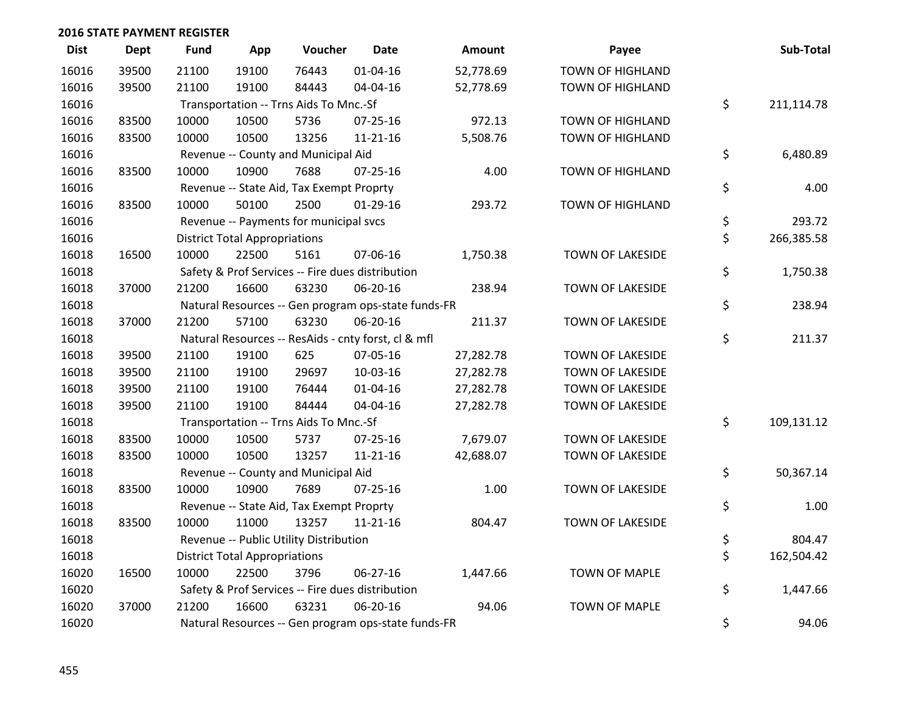## 2016 STATE PAYMENT REGISTER

| Dist | Dept | Fund | App | Voucher | Date | Amount | Payee | Sub-Total |
|---|---|---|---|---|---|---|---|---|
| 16016 | 39500 | 21100 | 19100 | 76443 | 01-04-16 | 52,778.69 | TOWN OF HIGHLAND | |
| 16016 | 39500 | 21100 | 19100 | 84443 | 04-04-16 | 52,778.69 | TOWN OF HIGHLAND | |
| 16016 | | Transportation -- Trns Aids To Mnc.-Sf | | | | | | $ 211,114.78 |
| 16016 | 83500 | 10000 | 10500 | 5736 | 07-25-16 | 972.13 | TOWN OF HIGHLAND | |
| 16016 | 83500 | 10000 | 10500 | 13256 | 11-21-16 | 5,508.76 | TOWN OF HIGHLAND | |
| 16016 | | Revenue -- County and Municipal Aid | | | | | | $ 6,480.89 |
| 16016 | 83500 | 10000 | 10900 | 7688 | 07-25-16 | 4.00 | TOWN OF HIGHLAND | |
| 16016 | | Revenue -- State Aid, Tax Exempt Proprty | | | | | | $ 4.00 |
| 16016 | 83500 | 10000 | 50100 | 2500 | 01-29-16 | 293.72 | TOWN OF HIGHLAND | |
| 16016 | | Revenue -- Payments for municipal svcs | | | | | | $ 293.72 |
| 16016 | | District Total Appropriations | | | | | | $ 266,385.58 |
| 16018 | 16500 | 10000 | 22500 | 5161 | 07-06-16 | 1,750.38 | TOWN OF LAKESIDE | |
| 16018 | | Safety & Prof Services -- Fire dues distribution | | | | | | $ 1,750.38 |
| 16018 | 37000 | 21200 | 16600 | 63230 | 06-20-16 | 238.94 | TOWN OF LAKESIDE | |
| 16018 | | Natural Resources -- Gen program ops-state funds-FR | | | | | | $ 238.94 |
| 16018 | 37000 | 21200 | 57100 | 63230 | 06-20-16 | 211.37 | TOWN OF LAKESIDE | |
| 16018 | | Natural Resources -- ResAids - cnty forst, cl & mfl | | | | | | $ 211.37 |
| 16018 | 39500 | 21100 | 19100 | 625 | 07-05-16 | 27,282.78 | TOWN OF LAKESIDE | |
| 16018 | 39500 | 21100 | 19100 | 29697 | 10-03-16 | 27,282.78 | TOWN OF LAKESIDE | |
| 16018 | 39500 | 21100 | 19100 | 76444 | 01-04-16 | 27,282.78 | TOWN OF LAKESIDE | |
| 16018 | 39500 | 21100 | 19100 | 84444 | 04-04-16 | 27,282.78 | TOWN OF LAKESIDE | |
| 16018 | | Transportation -- Trns Aids To Mnc.-Sf | | | | | | $ 109,131.12 |
| 16018 | 83500 | 10000 | 10500 | 5737 | 07-25-16 | 7,679.07 | TOWN OF LAKESIDE | |
| 16018 | 83500 | 10000 | 10500 | 13257 | 11-21-16 | 42,688.07 | TOWN OF LAKESIDE | |
| 16018 | | Revenue -- County and Municipal Aid | | | | | | $ 50,367.14 |
| 16018 | 83500 | 10000 | 10900 | 7689 | 07-25-16 | 1.00 | TOWN OF LAKESIDE | |
| 16018 | | Revenue -- State Aid, Tax Exempt Proprty | | | | | | $ 1.00 |
| 16018 | 83500 | 10000 | 11000 | 13257 | 11-21-16 | 804.47 | TOWN OF LAKESIDE | |
| 16018 | | Revenue -- Public Utility Distribution | | | | | | $ 804.47 |
| 16018 | | District Total Appropriations | | | | | | $ 162,504.42 |
| 16020 | 16500 | 10000 | 22500 | 3796 | 06-27-16 | 1,447.66 | TOWN OF MAPLE | |
| 16020 | | Safety & Prof Services -- Fire dues distribution | | | | | | $ 1,447.66 |
| 16020 | 37000 | 21200 | 16600 | 63231 | 06-20-16 | 94.06 | TOWN OF MAPLE | |
| 16020 | | Natural Resources -- Gen program ops-state funds-FR | | | | | | $ 94.06 |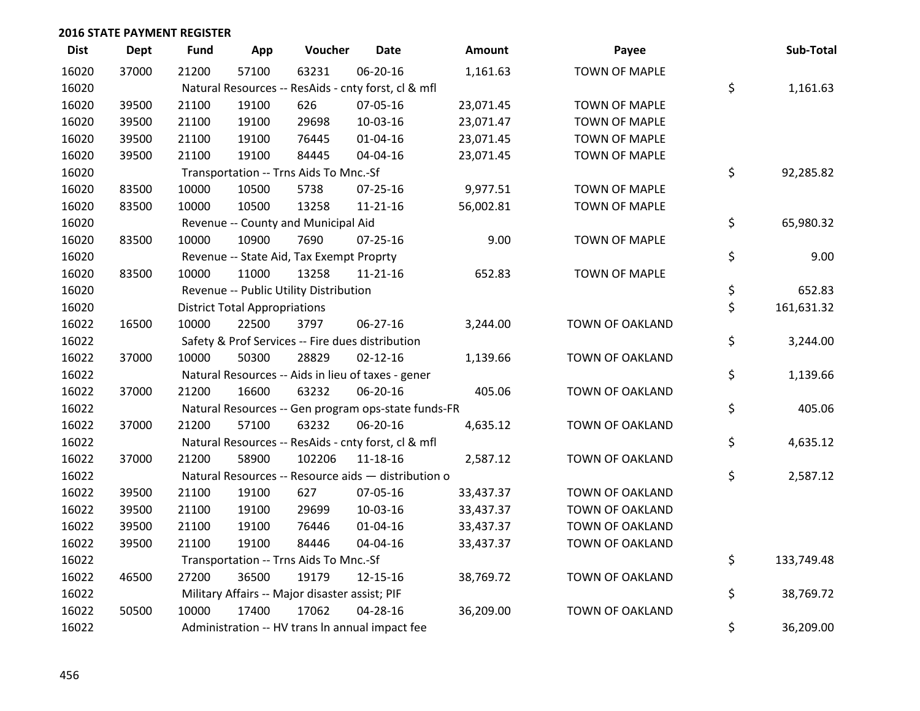## 2016 STATE PAYMENT REGISTER

| Dist | Dept | Fund | App | Voucher | Date | Amount | Payee | | Sub-Total |
|---|---|---|---|---|---|---|---|---|---|
| 16020 | 37000 | 21200 | 57100 | 63231 | 06-20-16 | 1,161.63 | TOWN OF MAPLE | | |
| 16020 | | Natural Resources -- ResAids - cnty forst, cl & mfl | | | | | | $ | 1,161.63 |
| 16020 | 39500 | 21100 | 19100 | 626 | 07-05-16 | 23,071.45 | TOWN OF MAPLE | | |
| 16020 | 39500 | 21100 | 19100 | 29698 | 10-03-16 | 23,071.47 | TOWN OF MAPLE | | |
| 16020 | 39500 | 21100 | 19100 | 76445 | 01-04-16 | 23,071.45 | TOWN OF MAPLE | | |
| 16020 | 39500 | 21100 | 19100 | 84445 | 04-04-16 | 23,071.45 | TOWN OF MAPLE | | |
| 16020 | | Transportation -- Trns Aids To Mnc.-Sf | | | | | | $ | 92,285.82 |
| 16020 | 83500 | 10000 | 10500 | 5738 | 07-25-16 | 9,977.51 | TOWN OF MAPLE | | |
| 16020 | 83500 | 10000 | 10500 | 13258 | 11-21-16 | 56,002.81 | TOWN OF MAPLE | | |
| 16020 | | Revenue -- County and Municipal Aid | | | | | | $ | 65,980.32 |
| 16020 | 83500 | 10000 | 10900 | 7690 | 07-25-16 | 9.00 | TOWN OF MAPLE | | |
| 16020 | | Revenue -- State Aid, Tax Exempt Proprty | | | | | | $ | 9.00 |
| 16020 | 83500 | 10000 | 11000 | 13258 | 11-21-16 | 652.83 | TOWN OF MAPLE | | |
| 16020 | | Revenue -- Public Utility Distribution | | | | | | $ | 652.83 |
| 16020 | | District Total Appropriations | | | | | | $ | 161,631.32 |
| 16022 | 16500 | 10000 | 22500 | 3797 | 06-27-16 | 3,244.00 | TOWN OF OAKLAND | | |
| 16022 | | Safety & Prof Services -- Fire dues distribution | | | | | | $ | 3,244.00 |
| 16022 | 37000 | 10000 | 50300 | 28829 | 02-12-16 | 1,139.66 | TOWN OF OAKLAND | | |
| 16022 | | Natural Resources -- Aids in lieu of taxes - gener | | | | | | $ | 1,139.66 |
| 16022 | 37000 | 21200 | 16600 | 63232 | 06-20-16 | 405.06 | TOWN OF OAKLAND | | |
| 16022 | | Natural Resources -- Gen program ops-state funds-FR | | | | | | $ | 405.06 |
| 16022 | 37000 | 21200 | 57100 | 63232 | 06-20-16 | 4,635.12 | TOWN OF OAKLAND | | |
| 16022 | | Natural Resources -- ResAids - cnty forst, cl & mfl | | | | | | $ | 4,635.12 |
| 16022 | 37000 | 21200 | 58900 | 102206 | 11-18-16 | 2,587.12 | TOWN OF OAKLAND | | |
| 16022 | | Natural Resources -- Resource aids — distribution o | | | | | | $ | 2,587.12 |
| 16022 | 39500 | 21100 | 19100 | 627 | 07-05-16 | 33,437.37 | TOWN OF OAKLAND | | |
| 16022 | 39500 | 21100 | 19100 | 29699 | 10-03-16 | 33,437.37 | TOWN OF OAKLAND | | |
| 16022 | 39500 | 21100 | 19100 | 76446 | 01-04-16 | 33,437.37 | TOWN OF OAKLAND | | |
| 16022 | 39500 | 21100 | 19100 | 84446 | 04-04-16 | 33,437.37 | TOWN OF OAKLAND | | |
| 16022 | | Transportation -- Trns Aids To Mnc.-Sf | | | | | | $ | 133,749.48 |
| 16022 | 46500 | 27200 | 36500 | 19179 | 12-15-16 | 38,769.72 | TOWN OF OAKLAND | | |
| 16022 | | Military Affairs -- Major disaster assist; PIF | | | | | | $ | 38,769.72 |
| 16022 | 50500 | 10000 | 17400 | 17062 | 04-28-16 | 36,209.00 | TOWN OF OAKLAND | | |
| 16022 | | Administration -- HV trans ln annual impact fee | | | | | | $ | 36,209.00 |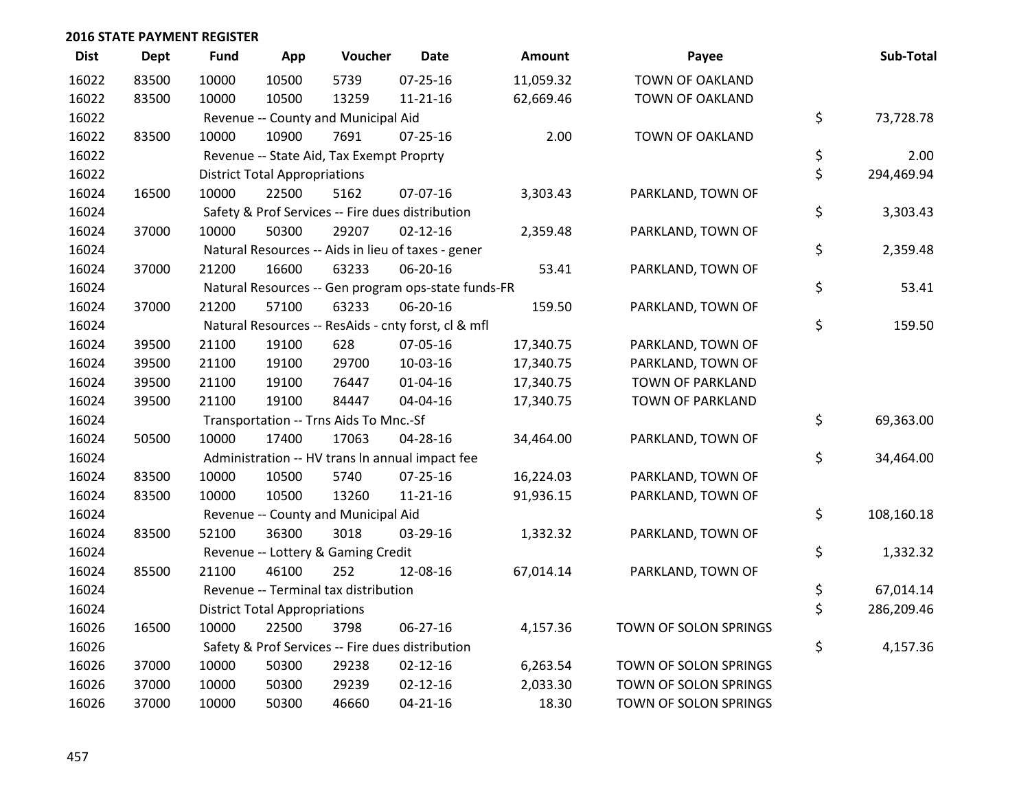## 2016 STATE PAYMENT REGISTER

| Dist | Dept | Fund | App | Voucher | Date | Amount | Payee | | Sub-Total |
|---|---|---|---|---|---|---|---|---|---|
| 16022 | 83500 | 10000 | 10500 | 5739 | 07-25-16 | 11,059.32 | TOWN OF OAKLAND | | |
| 16022 | 83500 | 10000 | 10500 | 13259 | 11-21-16 | 62,669.46 | TOWN OF OAKLAND | | |
| 16022 | | Revenue -- County and Municipal Aid | | | | | | $ | 73,728.78 |
| 16022 | 83500 | 10000 | 10900 | 7691 | 07-25-16 | 2.00 | TOWN OF OAKLAND | | |
| 16022 | | Revenue -- State Aid, Tax Exempt Proprty | | | | | | $ | 2.00 |
| 16022 | | District Total Appropriations | | | | | | $ | 294,469.94 |
| 16024 | 16500 | 10000 | 22500 | 5162 | 07-07-16 | 3,303.43 | PARKLAND, TOWN OF | | |
| 16024 | | Safety & Prof Services -- Fire dues distribution | | | | | | $ | 3,303.43 |
| 16024 | 37000 | 10000 | 50300 | 29207 | 02-12-16 | 2,359.48 | PARKLAND, TOWN OF | | |
| 16024 | | Natural Resources -- Aids in lieu of taxes - gener | | | | | | $ | 2,359.48 |
| 16024 | 37000 | 21200 | 16600 | 63233 | 06-20-16 | 53.41 | PARKLAND, TOWN OF | | |
| 16024 | | Natural Resources -- Gen program ops-state funds-FR | | | | | | $ | 53.41 |
| 16024 | 37000 | 21200 | 57100 | 63233 | 06-20-16 | 159.50 | PARKLAND, TOWN OF | | |
| 16024 | | Natural Resources -- ResAids - cnty forst, cl & mfl | | | | | | $ | 159.50 |
| 16024 | 39500 | 21100 | 19100 | 628 | 07-05-16 | 17,340.75 | PARKLAND, TOWN OF | | |
| 16024 | 39500 | 21100 | 19100 | 29700 | 10-03-16 | 17,340.75 | PARKLAND, TOWN OF | | |
| 16024 | 39500 | 21100 | 19100 | 76447 | 01-04-16 | 17,340.75 | TOWN OF PARKLAND | | |
| 16024 | 39500 | 21100 | 19100 | 84447 | 04-04-16 | 17,340.75 | TOWN OF PARKLAND | | |
| 16024 | | Transportation -- Trns Aids To Mnc.-Sf | | | | | | $ | 69,363.00 |
| 16024 | 50500 | 10000 | 17400 | 17063 | 04-28-16 | 34,464.00 | PARKLAND, TOWN OF | | |
| 16024 | | Administration -- HV trans ln annual impact fee | | | | | | $ | 34,464.00 |
| 16024 | 83500 | 10000 | 10500 | 5740 | 07-25-16 | 16,224.03 | PARKLAND, TOWN OF | | |
| 16024 | 83500 | 10000 | 10500 | 13260 | 11-21-16 | 91,936.15 | PARKLAND, TOWN OF | | |
| 16024 | | Revenue -- County and Municipal Aid | | | | | | $ | 108,160.18 |
| 16024 | 83500 | 52100 | 36300 | 3018 | 03-29-16 | 1,332.32 | PARKLAND, TOWN OF | | |
| 16024 | | Revenue -- Lottery & Gaming Credit | | | | | | $ | 1,332.32 |
| 16024 | 85500 | 21100 | 46100 | 252 | 12-08-16 | 67,014.14 | PARKLAND, TOWN OF | | |
| 16024 | | Revenue -- Terminal tax distribution | | | | | | $ | 67,014.14 |
| 16024 | | District Total Appropriations | | | | | | $ | 286,209.46 |
| 16026 | 16500 | 10000 | 22500 | 3798 | 06-27-16 | 4,157.36 | TOWN OF SOLON SPRINGS | | |
| 16026 | | Safety & Prof Services -- Fire dues distribution | | | | | | $ | 4,157.36 |
| 16026 | 37000 | 10000 | 50300 | 29238 | 02-12-16 | 6,263.54 | TOWN OF SOLON SPRINGS | | |
| 16026 | 37000 | 10000 | 50300 | 29239 | 02-12-16 | 2,033.30 | TOWN OF SOLON SPRINGS | | |
| 16026 | 37000 | 10000 | 50300 | 46660 | 04-21-16 | 18.30 | TOWN OF SOLON SPRINGS | | |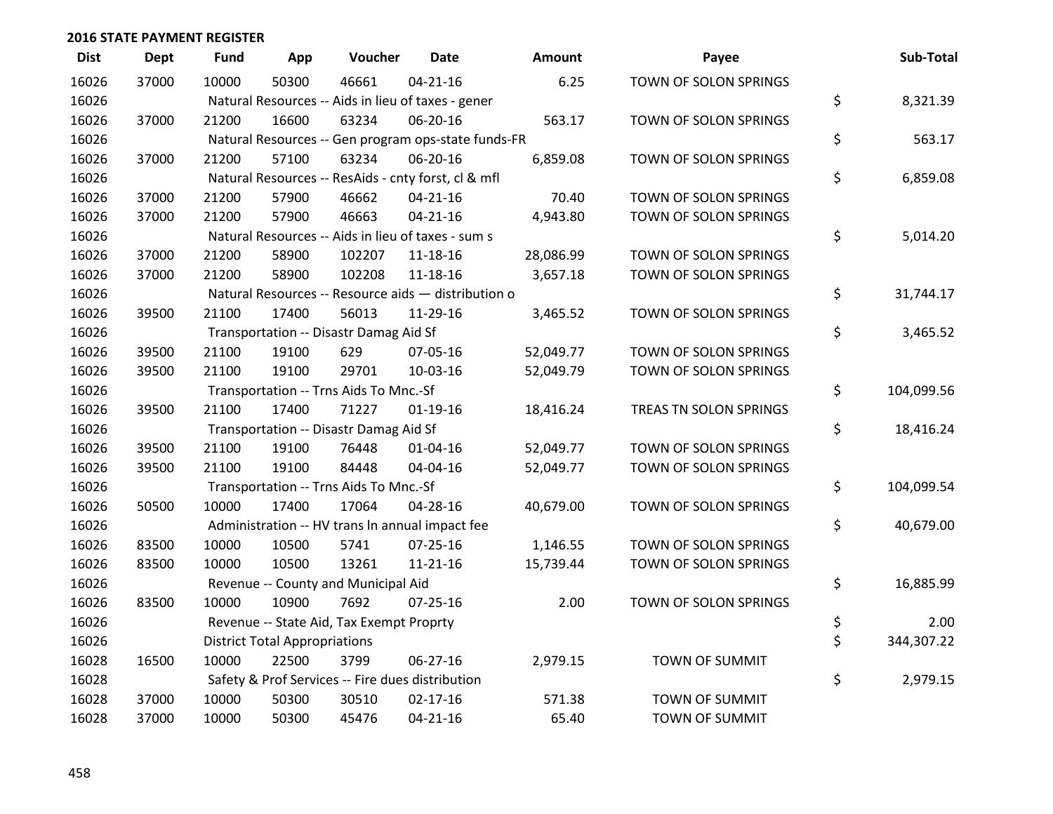**2016 STATE PAYMENT REGISTER**

| Dist | Dept | Fund | App | Voucher | Date | Amount | Payee | Sub-Total |
|---|---|---|---|---|---|---|---|---|
| 16026 | 37000 | 10000 | 50300 | 46661 | 04-21-16 | 6.25 | TOWN OF SOLON SPRINGS | |
| 16026 | | Natural Resources -- Aids in lieu of taxes - gener | | | | | | $ 8,321.39 |
| 16026 | 37000 | 21200 | 16600 | 63234 | 06-20-16 | 563.17 | TOWN OF SOLON SPRINGS | |
| 16026 | | Natural Resources -- Gen program ops-state funds-FR | | | | | | $ 563.17 |
| 16026 | 37000 | 21200 | 57100 | 63234 | 06-20-16 | 6,859.08 | TOWN OF SOLON SPRINGS | |
| 16026 | | Natural Resources -- ResAids - cnty forst, cl & mfl | | | | | | $ 6,859.08 |
| 16026 | 37000 | 21200 | 57900 | 46662 | 04-21-16 | 70.40 | TOWN OF SOLON SPRINGS | |
| 16026 | 37000 | 21200 | 57900 | 46663 | 04-21-16 | 4,943.80 | TOWN OF SOLON SPRINGS | |
| 16026 | | Natural Resources -- Aids in lieu of taxes - sum s | | | | | | $ 5,014.20 |
| 16026 | 37000 | 21200 | 58900 | 102207 | 11-18-16 | 28,086.99 | TOWN OF SOLON SPRINGS | |
| 16026 | 37000 | 21200 | 58900 | 102208 | 11-18-16 | 3,657.18 | TOWN OF SOLON SPRINGS | |
| 16026 | | Natural Resources -- Resource aids — distribution o | | | | | | $ 31,744.17 |
| 16026 | 39500 | 21100 | 17400 | 56013 | 11-29-16 | 3,465.52 | TOWN OF SOLON SPRINGS | |
| 16026 | | Transportation -- Disastr Damag Aid Sf | | | | | | $ 3,465.52 |
| 16026 | 39500 | 21100 | 19100 | 629 | 07-05-16 | 52,049.77 | TOWN OF SOLON SPRINGS | |
| 16026 | 39500 | 21100 | 19100 | 29701 | 10-03-16 | 52,049.79 | TOWN OF SOLON SPRINGS | |
| 16026 | | Transportation -- Trns Aids To Mnc.-Sf | | | | | | $ 104,099.56 |
| 16026 | 39500 | 21100 | 17400 | 71227 | 01-19-16 | 18,416.24 | TREAS TN SOLON SPRINGS | |
| 16026 | | Transportation -- Disastr Damag Aid Sf | | | | | | $ 18,416.24 |
| 16026 | 39500 | 21100 | 19100 | 76448 | 01-04-16 | 52,049.77 | TOWN OF SOLON SPRINGS | |
| 16026 | 39500 | 21100 | 19100 | 84448 | 04-04-16 | 52,049.77 | TOWN OF SOLON SPRINGS | |
| 16026 | | Transportation -- Trns Aids To Mnc.-Sf | | | | | | $ 104,099.54 |
| 16026 | 50500 | 10000 | 17400 | 17064 | 04-28-16 | 40,679.00 | TOWN OF SOLON SPRINGS | |
| 16026 | | Administration -- HV trans ln annual impact fee | | | | | | $ 40,679.00 |
| 16026 | 83500 | 10000 | 10500 | 5741 | 07-25-16 | 1,146.55 | TOWN OF SOLON SPRINGS | |
| 16026 | 83500 | 10000 | 10500 | 13261 | 11-21-16 | 15,739.44 | TOWN OF SOLON SPRINGS | |
| 16026 | | Revenue -- County and Municipal Aid | | | | | | $ 16,885.99 |
| 16026 | 83500 | 10000 | 10900 | 7692 | 07-25-16 | 2.00 | TOWN OF SOLON SPRINGS | |
| 16026 | | Revenue -- State Aid, Tax Exempt Proprty | | | | | | $ 2.00 |
| 16026 | | District Total Appropriations | | | | | | $ 344,307.22 |
| 16028 | 16500 | 10000 | 22500 | 3799 | 06-27-16 | 2,979.15 | TOWN OF SUMMIT | |
| 16028 | | Safety & Prof Services -- Fire dues distribution | | | | | | $ 2,979.15 |
| 16028 | 37000 | 10000 | 50300 | 30510 | 02-17-16 | 571.38 | TOWN OF SUMMIT | |
| 16028 | 37000 | 10000 | 50300 | 45476 | 04-21-16 | 65.40 | TOWN OF SUMMIT | |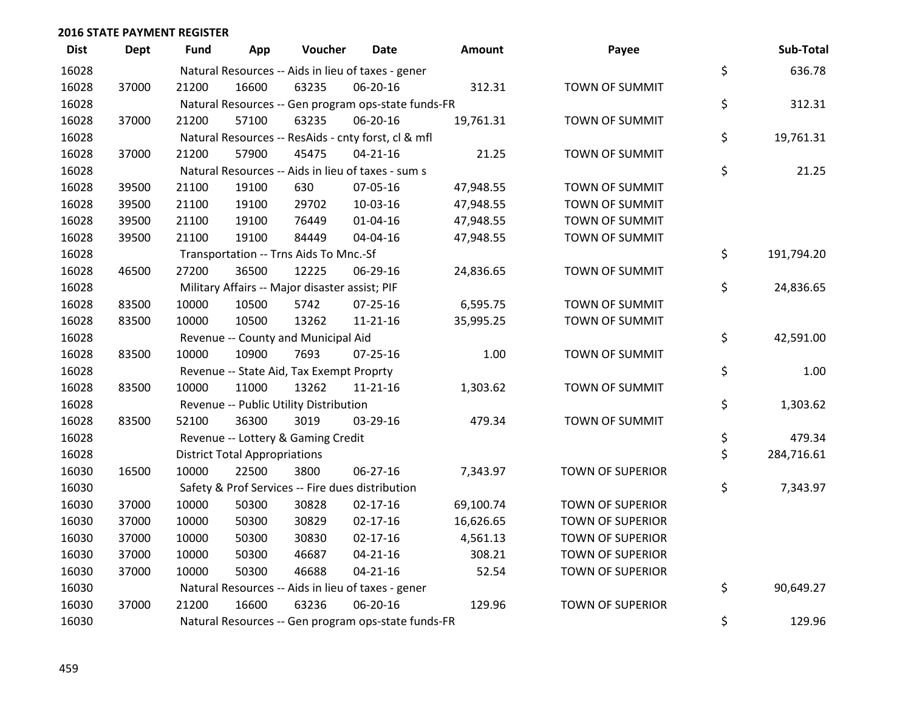## 2016 STATE PAYMENT REGISTER

| Dist | Dept | Fund | App | Voucher | Date | Amount | Payee | | Sub-Total |
|---|---|---|---|---|---|---|---|---|---|
| 16028 | | Natural Resources -- Aids in lieu of taxes - gener | | | | | | $ | 636.78 |
| 16028 | 37000 | 21200 | 16600 | 63235 | 06-20-16 | 312.31 | TOWN OF SUMMIT | | |
| 16028 | | Natural Resources -- Gen program ops-state funds-FR | | | | | | $ | 312.31 |
| 16028 | 37000 | 21200 | 57100 | 63235 | 06-20-16 | 19,761.31 | TOWN OF SUMMIT | | |
| 16028 | | Natural Resources -- ResAids - cnty forst, cl & mfl | | | | | | $ | 19,761.31 |
| 16028 | 37000 | 21200 | 57900 | 45475 | 04-21-16 | 21.25 | TOWN OF SUMMIT | | |
| 16028 | | Natural Resources -- Aids in lieu of taxes - sum s | | | | | | $ | 21.25 |
| 16028 | 39500 | 21100 | 19100 | 630 | 07-05-16 | 47,948.55 | TOWN OF SUMMIT | | |
| 16028 | 39500 | 21100 | 19100 | 29702 | 10-03-16 | 47,948.55 | TOWN OF SUMMIT | | |
| 16028 | 39500 | 21100 | 19100 | 76449 | 01-04-16 | 47,948.55 | TOWN OF SUMMIT | | |
| 16028 | 39500 | 21100 | 19100 | 84449 | 04-04-16 | 47,948.55 | TOWN OF SUMMIT | | |
| 16028 | | Transportation -- Trns Aids To Mnc.-Sf | | | | | | $ | 191,794.20 |
| 16028 | 46500 | 27200 | 36500 | 12225 | 06-29-16 | 24,836.65 | TOWN OF SUMMIT | | |
| 16028 | | Military Affairs -- Major disaster assist; PIF | | | | | | $ | 24,836.65 |
| 16028 | 83500 | 10000 | 10500 | 5742 | 07-25-16 | 6,595.75 | TOWN OF SUMMIT | | |
| 16028 | 83500 | 10000 | 10500 | 13262 | 11-21-16 | 35,995.25 | TOWN OF SUMMIT | | |
| 16028 | | Revenue -- County and Municipal Aid | | | | | | $ | 42,591.00 |
| 16028 | 83500 | 10000 | 10900 | 7693 | 07-25-16 | 1.00 | TOWN OF SUMMIT | | |
| 16028 | | Revenue -- State Aid, Tax Exempt Proprty | | | | | | $ | 1.00 |
| 16028 | 83500 | 10000 | 11000 | 13262 | 11-21-16 | 1,303.62 | TOWN OF SUMMIT | | |
| 16028 | | Revenue -- Public Utility Distribution | | | | | | $ | 1,303.62 |
| 16028 | 83500 | 52100 | 36300 | 3019 | 03-29-16 | 479.34 | TOWN OF SUMMIT | | |
| 16028 | | Revenue -- Lottery & Gaming Credit | | | | | | $ | 479.34 |
| 16028 | | District Total Appropriations | | | | | | $ | 284,716.61 |
| 16030 | 16500 | 10000 | 22500 | 3800 | 06-27-16 | 7,343.97 | TOWN OF SUPERIOR | | |
| 16030 | | Safety & Prof Services -- Fire dues distribution | | | | | | $ | 7,343.97 |
| 16030 | 37000 | 10000 | 50300 | 30828 | 02-17-16 | 69,100.74 | TOWN OF SUPERIOR | | |
| 16030 | 37000 | 10000 | 50300 | 30829 | 02-17-16 | 16,626.65 | TOWN OF SUPERIOR | | |
| 16030 | 37000 | 10000 | 50300 | 30830 | 02-17-16 | 4,561.13 | TOWN OF SUPERIOR | | |
| 16030 | 37000 | 10000 | 50300 | 46687 | 04-21-16 | 308.21 | TOWN OF SUPERIOR | | |
| 16030 | 37000 | 10000 | 50300 | 46688 | 04-21-16 | 52.54 | TOWN OF SUPERIOR | | |
| 16030 | | Natural Resources -- Aids in lieu of taxes - gener | | | | | | $ | 90,649.27 |
| 16030 | 37000 | 21200 | 16600 | 63236 | 06-20-16 | 129.96 | TOWN OF SUPERIOR | | |
| 16030 | | Natural Resources -- Gen program ops-state funds-FR | | | | | | $ | 129.96 |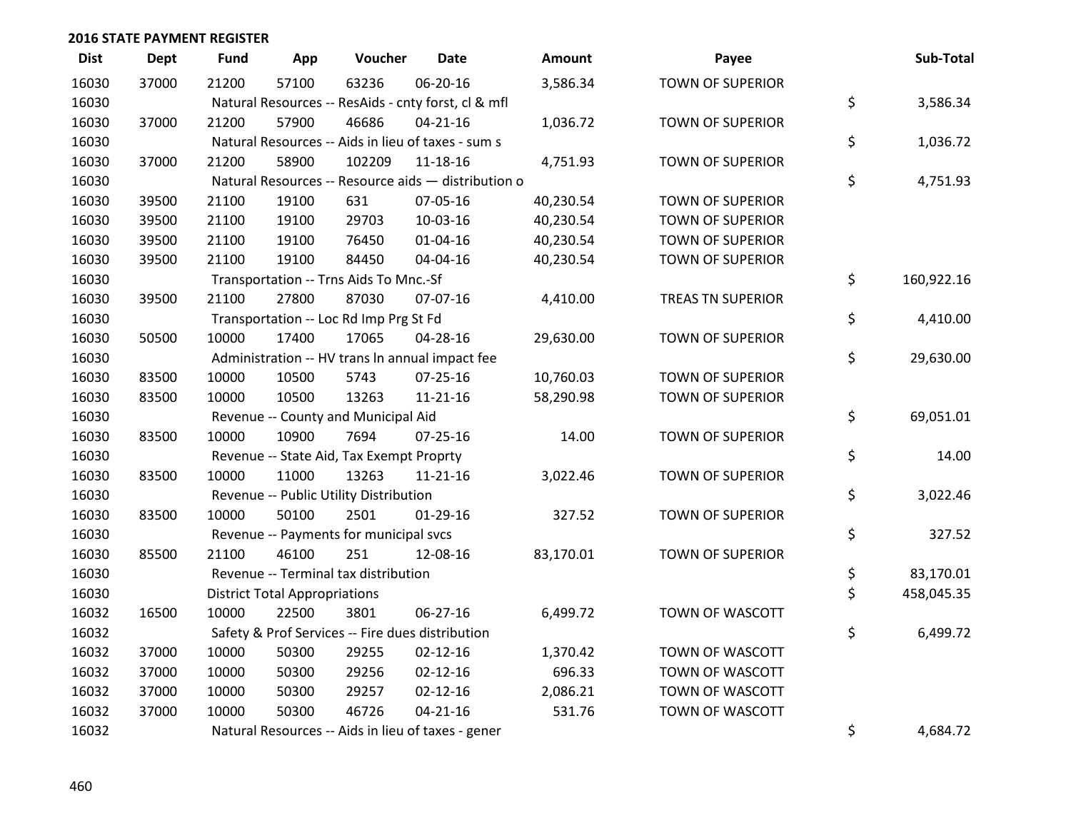**2016 STATE PAYMENT REGISTER**

| Dist | Dept | Fund | App | Voucher | Date | Amount | Payee | Sub-Total |
|---|---|---|---|---|---|---|---|---|
| 16030 | 37000 | 21200 | 57100 | 63236 | 06-20-16 | 3,586.34 | TOWN OF SUPERIOR | |
| 16030 | | Natural Resources -- ResAids - cnty forst, cl & mfl | | | | | | $ 3,586.34 |
| 16030 | 37000 | 21200 | 57900 | 46686 | 04-21-16 | 1,036.72 | TOWN OF SUPERIOR | |
| 16030 | | Natural Resources -- Aids in lieu of taxes - sum s | | | | | | $ 1,036.72 |
| 16030 | 37000 | 21200 | 58900 | 102209 | 11-18-16 | 4,751.93 | TOWN OF SUPERIOR | |
| 16030 | | Natural Resources -- Resource aids — distribution o | | | | | | $ 4,751.93 |
| 16030 | 39500 | 21100 | 19100 | 631 | 07-05-16 | 40,230.54 | TOWN OF SUPERIOR | |
| 16030 | 39500 | 21100 | 19100 | 29703 | 10-03-16 | 40,230.54 | TOWN OF SUPERIOR | |
| 16030 | 39500 | 21100 | 19100 | 76450 | 01-04-16 | 40,230.54 | TOWN OF SUPERIOR | |
| 16030 | 39500 | 21100 | 19100 | 84450 | 04-04-16 | 40,230.54 | TOWN OF SUPERIOR | |
| 16030 | | Transportation -- Trns Aids To Mnc.-Sf | | | | | | $ 160,922.16 |
| 16030 | 39500 | 21100 | 27800 | 87030 | 07-07-16 | 4,410.00 | TREAS TN SUPERIOR | |
| 16030 | | Transportation -- Loc Rd Imp Prg St Fd | | | | | | $ 4,410.00 |
| 16030 | 50500 | 10000 | 17400 | 17065 | 04-28-16 | 29,630.00 | TOWN OF SUPERIOR | |
| 16030 | | Administration -- HV trans ln annual impact fee | | | | | | $ 29,630.00 |
| 16030 | 83500 | 10000 | 10500 | 5743 | 07-25-16 | 10,760.03 | TOWN OF SUPERIOR | |
| 16030 | 83500 | 10000 | 10500 | 13263 | 11-21-16 | 58,290.98 | TOWN OF SUPERIOR | |
| 16030 | | Revenue -- County and Municipal Aid | | | | | | $ 69,051.01 |
| 16030 | 83500 | 10000 | 10900 | 7694 | 07-25-16 | 14.00 | TOWN OF SUPERIOR | |
| 16030 | | Revenue -- State Aid, Tax Exempt Proprty | | | | | | $ 14.00 |
| 16030 | 83500 | 10000 | 11000 | 13263 | 11-21-16 | 3,022.46 | TOWN OF SUPERIOR | |
| 16030 | | Revenue -- Public Utility Distribution | | | | | | $ 3,022.46 |
| 16030 | 83500 | 10000 | 50100 | 2501 | 01-29-16 | 327.52 | TOWN OF SUPERIOR | |
| 16030 | | Revenue -- Payments for municipal svcs | | | | | | $ 327.52 |
| 16030 | 85500 | 21100 | 46100 | 251 | 12-08-16 | 83,170.01 | TOWN OF SUPERIOR | |
| 16030 | | Revenue -- Terminal tax distribution | | | | | | $ 83,170.01 |
| 16030 | | District Total Appropriations | | | | | | $ 458,045.35 |
| 16032 | 16500 | 10000 | 22500 | 3801 | 06-27-16 | 6,499.72 | TOWN OF WASCOTT | |
| 16032 | | Safety & Prof Services -- Fire dues distribution | | | | | | $ 6,499.72 |
| 16032 | 37000 | 10000 | 50300 | 29255 | 02-12-16 | 1,370.42 | TOWN OF WASCOTT | |
| 16032 | 37000 | 10000 | 50300 | 29256 | 02-12-16 | 696.33 | TOWN OF WASCOTT | |
| 16032 | 37000 | 10000 | 50300 | 29257 | 02-12-16 | 2,086.21 | TOWN OF WASCOTT | |
| 16032 | 37000 | 10000 | 50300 | 46726 | 04-21-16 | 531.76 | TOWN OF WASCOTT | |
| 16032 | | Natural Resources -- Aids in lieu of taxes - gener | | | | | | $ 4,684.72 |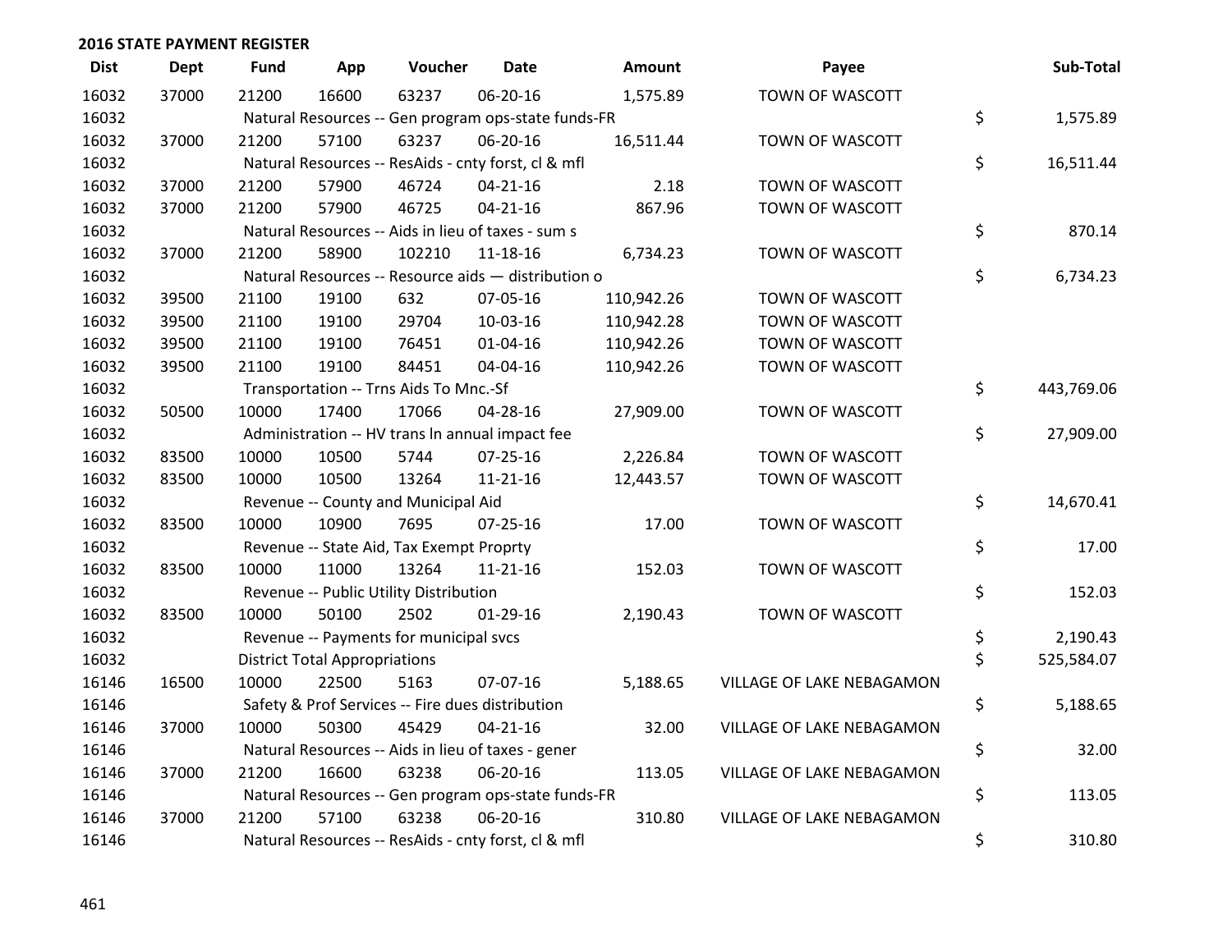## 2016 STATE PAYMENT REGISTER

| Dist | Dept | Fund | App | Voucher | Date | Amount | Payee | Sub-Total |
|---|---|---|---|---|---|---|---|---|
| 16032 | 37000 | 21200 | 16600 | 63237 | 06-20-16 | 1,575.89 | TOWN OF WASCOTT | |
| 16032 | | Natural Resources -- Gen program ops-state funds-FR | | | | | | $ 1,575.89 |
| 16032 | 37000 | 21200 | 57100 | 63237 | 06-20-16 | 16,511.44 | TOWN OF WASCOTT | |
| 16032 | | Natural Resources -- ResAids - cnty forst, cl & mfl | | | | | | $ 16,511.44 |
| 16032 | 37000 | 21200 | 57900 | 46724 | 04-21-16 | 2.18 | TOWN OF WASCOTT | |
| 16032 | 37000 | 21200 | 57900 | 46725 | 04-21-16 | 867.96 | TOWN OF WASCOTT | |
| 16032 | | Natural Resources -- Aids in lieu of taxes - sum s | | | | | | $ 870.14 |
| 16032 | 37000 | 21200 | 58900 | 102210 | 11-18-16 | 6,734.23 | TOWN OF WASCOTT | |
| 16032 | | Natural Resources -- Resource aids — distribution o | | | | | | $ 6,734.23 |
| 16032 | 39500 | 21100 | 19100 | 632 | 07-05-16 | 110,942.26 | TOWN OF WASCOTT | |
| 16032 | 39500 | 21100 | 19100 | 29704 | 10-03-16 | 110,942.28 | TOWN OF WASCOTT | |
| 16032 | 39500 | 21100 | 19100 | 76451 | 01-04-16 | 110,942.26 | TOWN OF WASCOTT | |
| 16032 | 39500 | 21100 | 19100 | 84451 | 04-04-16 | 110,942.26 | TOWN OF WASCOTT | |
| 16032 | | Transportation -- Trns Aids To Mnc.-Sf | | | | | | $ 443,769.06 |
| 16032 | 50500 | 10000 | 17400 | 17066 | 04-28-16 | 27,909.00 | TOWN OF WASCOTT | |
| 16032 | | Administration -- HV trans ln annual impact fee | | | | | | $ 27,909.00 |
| 16032 | 83500 | 10000 | 10500 | 5744 | 07-25-16 | 2,226.84 | TOWN OF WASCOTT | |
| 16032 | 83500 | 10000 | 10500 | 13264 | 11-21-16 | 12,443.57 | TOWN OF WASCOTT | |
| 16032 | | Revenue -- County and Municipal Aid | | | | | | $ 14,670.41 |
| 16032 | 83500 | 10000 | 10900 | 7695 | 07-25-16 | 17.00 | TOWN OF WASCOTT | |
| 16032 | | Revenue -- State Aid, Tax Exempt Proprty | | | | | | $ 17.00 |
| 16032 | 83500 | 10000 | 11000 | 13264 | 11-21-16 | 152.03 | TOWN OF WASCOTT | |
| 16032 | | Revenue -- Public Utility Distribution | | | | | | $ 152.03 |
| 16032 | 83500 | 10000 | 50100 | 2502 | 01-29-16 | 2,190.43 | TOWN OF WASCOTT | |
| 16032 | | Revenue -- Payments for municipal svcs | | | | | | $ 2,190.43 |
| 16032 | | District Total Appropriations | | | | | | $ 525,584.07 |
| 16146 | 16500 | 10000 | 22500 | 5163 | 07-07-16 | 5,188.65 | VILLAGE OF LAKE NEBAGAMON | |
| 16146 | | Safety & Prof Services -- Fire dues distribution | | | | | | $ 5,188.65 |
| 16146 | 37000 | 10000 | 50300 | 45429 | 04-21-16 | 32.00 | VILLAGE OF LAKE NEBAGAMON | |
| 16146 | | Natural Resources -- Aids in lieu of taxes - gener | | | | | | $ 32.00 |
| 16146 | 37000 | 21200 | 16600 | 63238 | 06-20-16 | 113.05 | VILLAGE OF LAKE NEBAGAMON | |
| 16146 | | Natural Resources -- Gen program ops-state funds-FR | | | | | | $ 113.05 |
| 16146 | 37000 | 21200 | 57100 | 63238 | 06-20-16 | 310.80 | VILLAGE OF LAKE NEBAGAMON | |
| 16146 | | Natural Resources -- ResAids - cnty forst, cl & mfl | | | | | | $ 310.80 |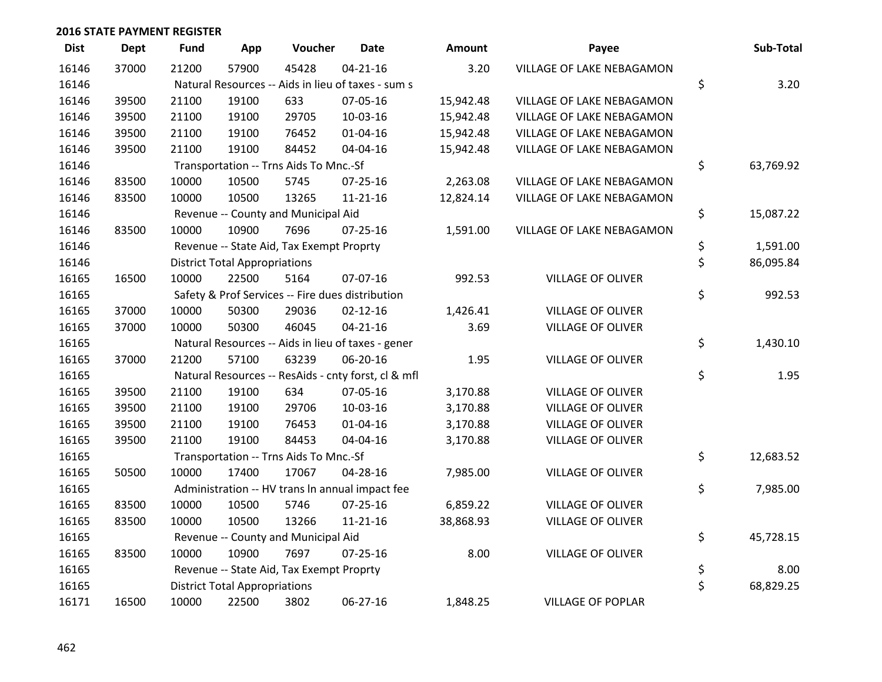## 2016 STATE PAYMENT REGISTER

| Dist | Dept | Fund | App | Voucher | Date | Amount | Payee | Sub-Total |
|---|---|---|---|---|---|---|---|---|
| 16146 | 37000 | 21200 | 57900 | 45428 | 04-21-16 | 3.20 | VILLAGE OF LAKE NEBAGAMON | |
| 16146 | | Natural Resources -- Aids in lieu of taxes - sum s | | | | | | $ 3.20 |
| 16146 | 39500 | 21100 | 19100 | 633 | 07-05-16 | 15,942.48 | VILLAGE OF LAKE NEBAGAMON | |
| 16146 | 39500 | 21100 | 19100 | 29705 | 10-03-16 | 15,942.48 | VILLAGE OF LAKE NEBAGAMON | |
| 16146 | 39500 | 21100 | 19100 | 76452 | 01-04-16 | 15,942.48 | VILLAGE OF LAKE NEBAGAMON | |
| 16146 | 39500 | 21100 | 19100 | 84452 | 04-04-16 | 15,942.48 | VILLAGE OF LAKE NEBAGAMON | |
| 16146 | | Transportation -- Trns Aids To Mnc.-Sf | | | | | | $ 63,769.92 |
| 16146 | 83500 | 10000 | 10500 | 5745 | 07-25-16 | 2,263.08 | VILLAGE OF LAKE NEBAGAMON | |
| 16146 | 83500 | 10000 | 10500 | 13265 | 11-21-16 | 12,824.14 | VILLAGE OF LAKE NEBAGAMON | |
| 16146 | | Revenue -- County and Municipal Aid | | | | | | $ 15,087.22 |
| 16146 | 83500 | 10000 | 10900 | 7696 | 07-25-16 | 1,591.00 | VILLAGE OF LAKE NEBAGAMON | |
| 16146 | | Revenue -- State Aid, Tax Exempt Proprty | | | | | | $ 1,591.00 |
| 16146 | | District Total Appropriations | | | | | | $ 86,095.84 |
| 16165 | 16500 | 10000 | 22500 | 5164 | 07-07-16 | 992.53 | VILLAGE OF OLIVER | |
| 16165 | | Safety & Prof Services -- Fire dues distribution | | | | | | $ 992.53 |
| 16165 | 37000 | 10000 | 50300 | 29036 | 02-12-16 | 1,426.41 | VILLAGE OF OLIVER | |
| 16165 | 37000 | 10000 | 50300 | 46045 | 04-21-16 | 3.69 | VILLAGE OF OLIVER | |
| 16165 | | Natural Resources -- Aids in lieu of taxes - gener | | | | | | $ 1,430.10 |
| 16165 | 37000 | 21200 | 57100 | 63239 | 06-20-16 | 1.95 | VILLAGE OF OLIVER | |
| 16165 | | Natural Resources -- ResAids - cnty forst, cl & mfl | | | | | | $ 1.95 |
| 16165 | 39500 | 21100 | 19100 | 634 | 07-05-16 | 3,170.88 | VILLAGE OF OLIVER | |
| 16165 | 39500 | 21100 | 19100 | 29706 | 10-03-16 | 3,170.88 | VILLAGE OF OLIVER | |
| 16165 | 39500 | 21100 | 19100 | 76453 | 01-04-16 | 3,170.88 | VILLAGE OF OLIVER | |
| 16165 | 39500 | 21100 | 19100 | 84453 | 04-04-16 | 3,170.88 | VILLAGE OF OLIVER | |
| 16165 | | Transportation -- Trns Aids To Mnc.-Sf | | | | | | $ 12,683.52 |
| 16165 | 50500 | 10000 | 17400 | 17067 | 04-28-16 | 7,985.00 | VILLAGE OF OLIVER | |
| 16165 | | Administration -- HV trans ln annual impact fee | | | | | | $ 7,985.00 |
| 16165 | 83500 | 10000 | 10500 | 5746 | 07-25-16 | 6,859.22 | VILLAGE OF OLIVER | |
| 16165 | 83500 | 10000 | 10500 | 13266 | 11-21-16 | 38,868.93 | VILLAGE OF OLIVER | |
| 16165 | | Revenue -- County and Municipal Aid | | | | | | $ 45,728.15 |
| 16165 | 83500 | 10000 | 10900 | 7697 | 07-25-16 | 8.00 | VILLAGE OF OLIVER | |
| 16165 | | Revenue -- State Aid, Tax Exempt Proprty | | | | | | $ 8.00 |
| 16165 | | District Total Appropriations | | | | | | $ 68,829.25 |
| 16171 | 16500 | 10000 | 22500 | 3802 | 06-27-16 | 1,848.25 | VILLAGE OF POPLAR | |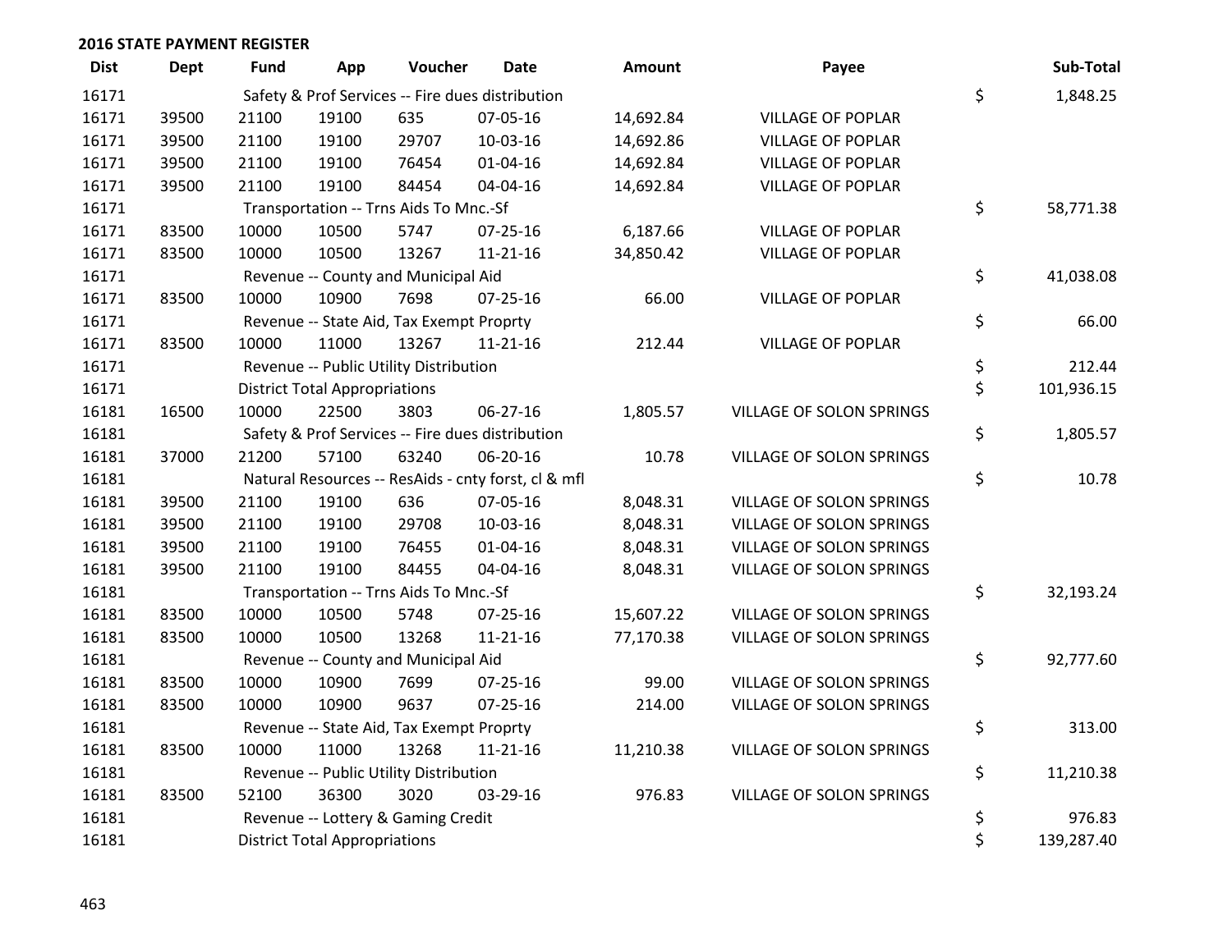## 2016 STATE PAYMENT REGISTER

| Dist | Dept | Fund | App | Voucher | Date | Amount | Payee | Sub-Total |
|---|---|---|---|---|---|---|---|---|
| 16171 | | Safety & Prof Services -- Fire dues distribution | | | | | | $ 1,848.25 |
| 16171 | 39500 | 21100 | 19100 | 635 | 07-05-16 | 14,692.84 | VILLAGE OF POPLAR | |
| 16171 | 39500 | 21100 | 19100 | 29707 | 10-03-16 | 14,692.86 | VILLAGE OF POPLAR | |
| 16171 | 39500 | 21100 | 19100 | 76454 | 01-04-16 | 14,692.84 | VILLAGE OF POPLAR | |
| 16171 | 39500 | 21100 | 19100 | 84454 | 04-04-16 | 14,692.84 | VILLAGE OF POPLAR | |
| 16171 | | Transportation -- Trns Aids To Mnc.-Sf | | | | | | $ 58,771.38 |
| 16171 | 83500 | 10000 | 10500 | 5747 | 07-25-16 | 6,187.66 | VILLAGE OF POPLAR | |
| 16171 | 83500 | 10000 | 10500 | 13267 | 11-21-16 | 34,850.42 | VILLAGE OF POPLAR | |
| 16171 | | Revenue -- County and Municipal Aid | | | | | | $ 41,038.08 |
| 16171 | 83500 | 10000 | 10900 | 7698 | 07-25-16 | 66.00 | VILLAGE OF POPLAR | |
| 16171 | | Revenue -- State Aid, Tax Exempt Proprty | | | | | | $ 66.00 |
| 16171 | 83500 | 10000 | 11000 | 13267 | 11-21-16 | 212.44 | VILLAGE OF POPLAR | |
| 16171 | | Revenue -- Public Utility Distribution | | | | | | $ 212.44 |
| 16171 | | District Total Appropriations | | | | | | $ 101,936.15 |
| 16181 | 16500 | 10000 | 22500 | 3803 | 06-27-16 | 1,805.57 | VILLAGE OF SOLON SPRINGS | |
| 16181 | | Safety & Prof Services -- Fire dues distribution | | | | | | $ 1,805.57 |
| 16181 | 37000 | 21200 | 57100 | 63240 | 06-20-16 | 10.78 | VILLAGE OF SOLON SPRINGS | |
| 16181 | | Natural Resources -- ResAids - cnty forst, cl & mfl | | | | | | $ 10.78 |
| 16181 | 39500 | 21100 | 19100 | 636 | 07-05-16 | 8,048.31 | VILLAGE OF SOLON SPRINGS | |
| 16181 | 39500 | 21100 | 19100 | 29708 | 10-03-16 | 8,048.31 | VILLAGE OF SOLON SPRINGS | |
| 16181 | 39500 | 21100 | 19100 | 76455 | 01-04-16 | 8,048.31 | VILLAGE OF SOLON SPRINGS | |
| 16181 | 39500 | 21100 | 19100 | 84455 | 04-04-16 | 8,048.31 | VILLAGE OF SOLON SPRINGS | |
| 16181 | | Transportation -- Trns Aids To Mnc.-Sf | | | | | | $ 32,193.24 |
| 16181 | 83500 | 10000 | 10500 | 5748 | 07-25-16 | 15,607.22 | VILLAGE OF SOLON SPRINGS | |
| 16181 | 83500 | 10000 | 10500 | 13268 | 11-21-16 | 77,170.38 | VILLAGE OF SOLON SPRINGS | |
| 16181 | | Revenue -- County and Municipal Aid | | | | | | $ 92,777.60 |
| 16181 | 83500 | 10000 | 10900 | 7699 | 07-25-16 | 99.00 | VILLAGE OF SOLON SPRINGS | |
| 16181 | 83500 | 10000 | 10900 | 9637 | 07-25-16 | 214.00 | VILLAGE OF SOLON SPRINGS | |
| 16181 | | Revenue -- State Aid, Tax Exempt Proprty | | | | | | $ 313.00 |
| 16181 | 83500 | 10000 | 11000 | 13268 | 11-21-16 | 11,210.38 | VILLAGE OF SOLON SPRINGS | |
| 16181 | | Revenue -- Public Utility Distribution | | | | | | $ 11,210.38 |
| 16181 | 83500 | 52100 | 36300 | 3020 | 03-29-16 | 976.83 | VILLAGE OF SOLON SPRINGS | |
| 16181 | | Revenue -- Lottery & Gaming Credit | | | | | | $ 976.83 |
| 16181 | | District Total Appropriations | | | | | | $ 139,287.40 |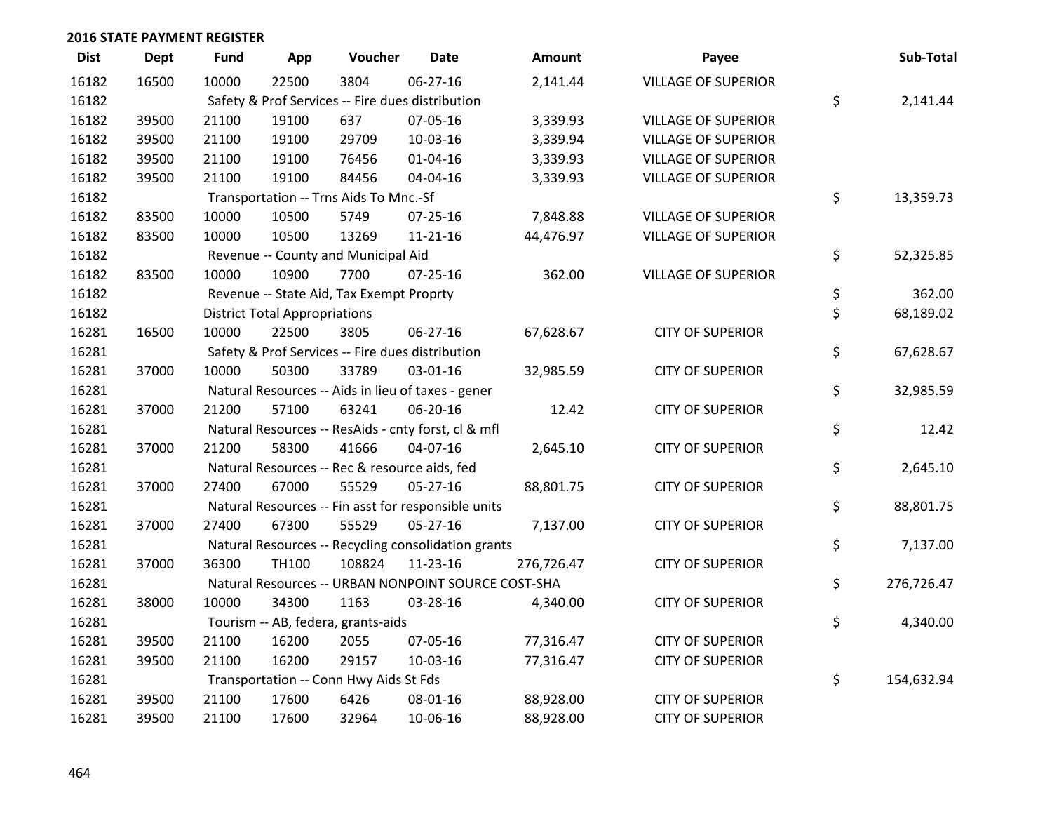## 2016 STATE PAYMENT REGISTER

| Dist | Dept | Fund | App | Voucher | Date | Amount | Payee | Sub-Total |
|---|---|---|---|---|---|---|---|---|
| 16182 | 16500 | 10000 | 22500 | 3804 | 06-27-16 | 2,141.44 | VILLAGE OF SUPERIOR | |
| 16182 | | Safety & Prof Services -- Fire dues distribution | | | | | | $ 2,141.44 |
| 16182 | 39500 | 21100 | 19100 | 637 | 07-05-16 | 3,339.93 | VILLAGE OF SUPERIOR | |
| 16182 | 39500 | 21100 | 19100 | 29709 | 10-03-16 | 3,339.94 | VILLAGE OF SUPERIOR | |
| 16182 | 39500 | 21100 | 19100 | 76456 | 01-04-16 | 3,339.93 | VILLAGE OF SUPERIOR | |
| 16182 | 39500 | 21100 | 19100 | 84456 | 04-04-16 | 3,339.93 | VILLAGE OF SUPERIOR | |
| 16182 | | Transportation -- Trns Aids To Mnc.-Sf | | | | | | $ 13,359.73 |
| 16182 | 83500 | 10000 | 10500 | 5749 | 07-25-16 | 7,848.88 | VILLAGE OF SUPERIOR | |
| 16182 | 83500 | 10000 | 10500 | 13269 | 11-21-16 | 44,476.97 | VILLAGE OF SUPERIOR | |
| 16182 | | Revenue -- County and Municipal Aid | | | | | | $ 52,325.85 |
| 16182 | 83500 | 10000 | 10900 | 7700 | 07-25-16 | 362.00 | VILLAGE OF SUPERIOR | |
| 16182 | | Revenue -- State Aid, Tax Exempt Proprty | | | | | | $ 362.00 |
| 16182 | | District Total Appropriations | | | | | | $ 68,189.02 |
| 16281 | 16500 | 10000 | 22500 | 3805 | 06-27-16 | 67,628.67 | CITY OF SUPERIOR | |
| 16281 | | Safety & Prof Services -- Fire dues distribution | | | | | | $ 67,628.67 |
| 16281 | 37000 | 10000 | 50300 | 33789 | 03-01-16 | 32,985.59 | CITY OF SUPERIOR | |
| 16281 | | Natural Resources -- Aids in lieu of taxes - gener | | | | | | $ 32,985.59 |
| 16281 | 37000 | 21200 | 57100 | 63241 | 06-20-16 | 12.42 | CITY OF SUPERIOR | |
| 16281 | | Natural Resources -- ResAids - cnty forst, cl & mfl | | | | | | $ 12.42 |
| 16281 | 37000 | 21200 | 58300 | 41666 | 04-07-16 | 2,645.10 | CITY OF SUPERIOR | |
| 16281 | | Natural Resources -- Rec & resource aids, fed | | | | | | $ 2,645.10 |
| 16281 | 37000 | 27400 | 67000 | 55529 | 05-27-16 | 88,801.75 | CITY OF SUPERIOR | |
| 16281 | | Natural Resources -- Fin asst for responsible units | | | | | | $ 88,801.75 |
| 16281 | 37000 | 27400 | 67300 | 55529 | 05-27-16 | 7,137.00 | CITY OF SUPERIOR | |
| 16281 | | Natural Resources -- Recycling consolidation grants | | | | | | $ 7,137.00 |
| 16281 | 37000 | 36300 | TH100 | 108824 | 11-23-16 | 276,726.47 | CITY OF SUPERIOR | |
| 16281 | | Natural Resources -- URBAN NONPOINT SOURCE COST-SHA | | | | | | $ 276,726.47 |
| 16281 | 38000 | 10000 | 34300 | 1163 | 03-28-16 | 4,340.00 | CITY OF SUPERIOR | |
| 16281 | | Tourism -- AB, federa, grants-aids | | | | | | $ 4,340.00 |
| 16281 | 39500 | 21100 | 16200 | 2055 | 07-05-16 | 77,316.47 | CITY OF SUPERIOR | |
| 16281 | 39500 | 21100 | 16200 | 29157 | 10-03-16 | 77,316.47 | CITY OF SUPERIOR | |
| 16281 | | Transportation -- Conn Hwy Aids St Fds | | | | | | $ 154,632.94 |
| 16281 | 39500 | 21100 | 17600 | 6426 | 08-01-16 | 88,928.00 | CITY OF SUPERIOR | |
| 16281 | 39500 | 21100 | 17600 | 32964 | 10-06-16 | 88,928.00 | CITY OF SUPERIOR | |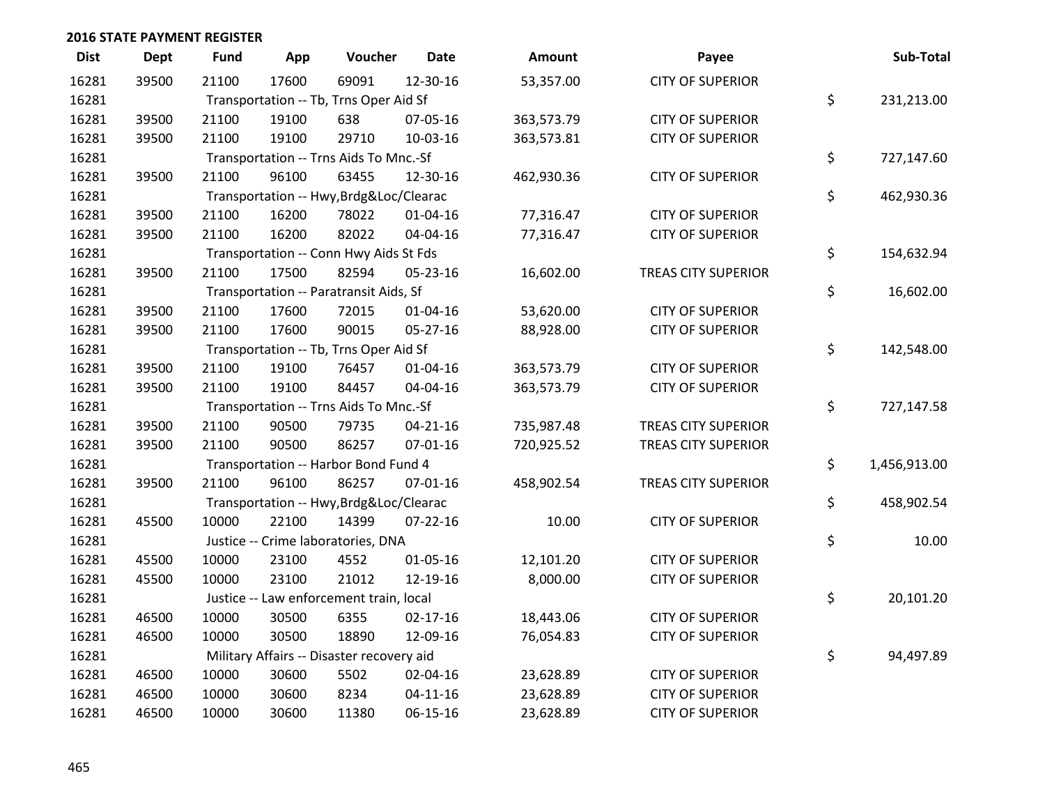## 2016 STATE PAYMENT REGISTER

| Dist | Dept | Fund | App | Voucher | Date | Amount | Payee | Sub-Total |
|---|---|---|---|---|---|---|---|---|
| 16281 | 39500 | 21100 | 17600 | 69091 | 12-30-16 | 53,357.00 | CITY OF SUPERIOR | |
| 16281 | | Transportation -- Tb, Trns Oper Aid Sf | | | | | | $ 231,213.00 |
| 16281 | 39500 | 21100 | 19100 | 638 | 07-05-16 | 363,573.79 | CITY OF SUPERIOR | |
| 16281 | 39500 | 21100 | 19100 | 29710 | 10-03-16 | 363,573.81 | CITY OF SUPERIOR | |
| 16281 | | Transportation -- Trns Aids To Mnc.-Sf | | | | | | $ 727,147.60 |
| 16281 | 39500 | 21100 | 96100 | 63455 | 12-30-16 | 462,930.36 | CITY OF SUPERIOR | |
| 16281 | | Transportation -- Hwy,Brdg&Loc/Clearac | | | | | | $ 462,930.36 |
| 16281 | 39500 | 21100 | 16200 | 78022 | 01-04-16 | 77,316.47 | CITY OF SUPERIOR | |
| 16281 | 39500 | 21100 | 16200 | 82022 | 04-04-16 | 77,316.47 | CITY OF SUPERIOR | |
| 16281 | | Transportation -- Conn Hwy Aids St Fds | | | | | | $ 154,632.94 |
| 16281 | 39500 | 21100 | 17500 | 82594 | 05-23-16 | 16,602.00 | TREAS CITY SUPERIOR | |
| 16281 | | Transportation -- Paratransit Aids, Sf | | | | | | $ 16,602.00 |
| 16281 | 39500 | 21100 | 17600 | 72015 | 01-04-16 | 53,620.00 | CITY OF SUPERIOR | |
| 16281 | 39500 | 21100 | 17600 | 90015 | 05-27-16 | 88,928.00 | CITY OF SUPERIOR | |
| 16281 | | Transportation -- Tb, Trns Oper Aid Sf | | | | | | $ 142,548.00 |
| 16281 | 39500 | 21100 | 19100 | 76457 | 01-04-16 | 363,573.79 | CITY OF SUPERIOR | |
| 16281 | 39500 | 21100 | 19100 | 84457 | 04-04-16 | 363,573.79 | CITY OF SUPERIOR | |
| 16281 | | Transportation -- Trns Aids To Mnc.-Sf | | | | | | $ 727,147.58 |
| 16281 | 39500 | 21100 | 90500 | 79735 | 04-21-16 | 735,987.48 | TREAS CITY SUPERIOR | |
| 16281 | 39500 | 21100 | 90500 | 86257 | 07-01-16 | 720,925.52 | TREAS CITY SUPERIOR | |
| 16281 | | Transportation -- Harbor Bond Fund 4 | | | | | | $ 1,456,913.00 |
| 16281 | 39500 | 21100 | 96100 | 86257 | 07-01-16 | 458,902.54 | TREAS CITY SUPERIOR | |
| 16281 | | Transportation -- Hwy,Brdg&Loc/Clearac | | | | | | $ 458,902.54 |
| 16281 | 45500 | 10000 | 22100 | 14399 | 07-22-16 | 10.00 | CITY OF SUPERIOR | |
| 16281 | | Justice -- Crime laboratories, DNA | | | | | | $ 10.00 |
| 16281 | 45500 | 10000 | 23100 | 4552 | 01-05-16 | 12,101.20 | CITY OF SUPERIOR | |
| 16281 | 45500 | 10000 | 23100 | 21012 | 12-19-16 | 8,000.00 | CITY OF SUPERIOR | |
| 16281 | | Justice -- Law enforcement train, local | | | | | | $ 20,101.20 |
| 16281 | 46500 | 10000 | 30500 | 6355 | 02-17-16 | 18,443.06 | CITY OF SUPERIOR | |
| 16281 | 46500 | 10000 | 30500 | 18890 | 12-09-16 | 76,054.83 | CITY OF SUPERIOR | |
| 16281 | | Military Affairs -- Disaster recovery aid | | | | | | $ 94,497.89 |
| 16281 | 46500 | 10000 | 30600 | 5502 | 02-04-16 | 23,628.89 | CITY OF SUPERIOR | |
| 16281 | 46500 | 10000 | 30600 | 8234 | 04-11-16 | 23,628.89 | CITY OF SUPERIOR | |
| 16281 | 46500 | 10000 | 30600 | 11380 | 06-15-16 | 23,628.89 | CITY OF SUPERIOR | |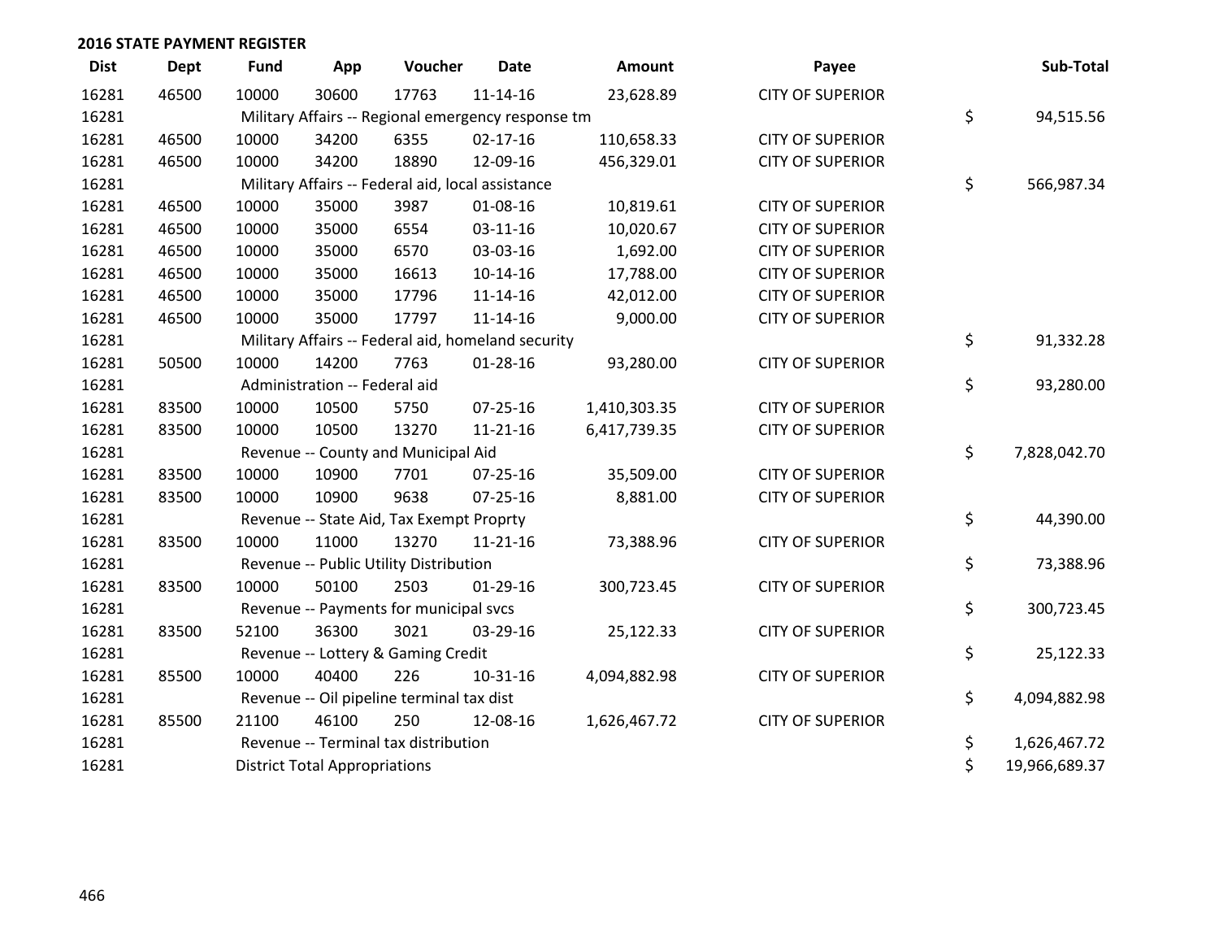## 2016 STATE PAYMENT REGISTER

| Dist | Dept | Fund | App | Voucher | Date | Amount | Payee | Sub-Total |
|---|---|---|---|---|---|---|---|---|
| 16281 | 46500 | 10000 | 30600 | 17763 | 11-14-16 | 23,628.89 | CITY OF SUPERIOR | |
| 16281 | | Military Affairs -- Regional emergency response tm | | | | | | $ 94,515.56 |
| 16281 | 46500 | 10000 | 34200 | 6355 | 02-17-16 | 110,658.33 | CITY OF SUPERIOR | |
| 16281 | 46500 | 10000 | 34200 | 18890 | 12-09-16 | 456,329.01 | CITY OF SUPERIOR | |
| 16281 | | Military Affairs -- Federal aid, local assistance | | | | | | $ 566,987.34 |
| 16281 | 46500 | 10000 | 35000 | 3987 | 01-08-16 | 10,819.61 | CITY OF SUPERIOR | |
| 16281 | 46500 | 10000 | 35000 | 6554 | 03-11-16 | 10,020.67 | CITY OF SUPERIOR | |
| 16281 | 46500 | 10000 | 35000 | 6570 | 03-03-16 | 1,692.00 | CITY OF SUPERIOR | |
| 16281 | 46500 | 10000 | 35000 | 16613 | 10-14-16 | 17,788.00 | CITY OF SUPERIOR | |
| 16281 | 46500 | 10000 | 35000 | 17796 | 11-14-16 | 42,012.00 | CITY OF SUPERIOR | |
| 16281 | 46500 | 10000 | 35000 | 17797 | 11-14-16 | 9,000.00 | CITY OF SUPERIOR | |
| 16281 | | Military Affairs -- Federal aid, homeland security | | | | | | $ 91,332.28 |
| 16281 | 50500 | 10000 | 14200 | 7763 | 01-28-16 | 93,280.00 | CITY OF SUPERIOR | |
| 16281 | | Administration -- Federal aid | | | | | | $ 93,280.00 |
| 16281 | 83500 | 10000 | 10500 | 5750 | 07-25-16 | 1,410,303.35 | CITY OF SUPERIOR | |
| 16281 | 83500 | 10000 | 10500 | 13270 | 11-21-16 | 6,417,739.35 | CITY OF SUPERIOR | |
| 16281 | | Revenue -- County and Municipal Aid | | | | | | $ 7,828,042.70 |
| 16281 | 83500 | 10000 | 10900 | 7701 | 07-25-16 | 35,509.00 | CITY OF SUPERIOR | |
| 16281 | 83500 | 10000 | 10900 | 9638 | 07-25-16 | 8,881.00 | CITY OF SUPERIOR | |
| 16281 | | Revenue -- State Aid, Tax Exempt Proprty | | | | | | $ 44,390.00 |
| 16281 | 83500 | 10000 | 11000 | 13270 | 11-21-16 | 73,388.96 | CITY OF SUPERIOR | |
| 16281 | | Revenue -- Public Utility Distribution | | | | | | $ 73,388.96 |
| 16281 | 83500 | 10000 | 50100 | 2503 | 01-29-16 | 300,723.45 | CITY OF SUPERIOR | |
| 16281 | | Revenue -- Payments for municipal svcs | | | | | | $ 300,723.45 |
| 16281 | 83500 | 52100 | 36300 | 3021 | 03-29-16 | 25,122.33 | CITY OF SUPERIOR | |
| 16281 | | Revenue -- Lottery & Gaming Credit | | | | | | $ 25,122.33 |
| 16281 | 85500 | 10000 | 40400 | 226 | 10-31-16 | 4,094,882.98 | CITY OF SUPERIOR | |
| 16281 | | Revenue -- Oil pipeline terminal tax dist | | | | | | $ 4,094,882.98 |
| 16281 | 85500 | 21100 | 46100 | 250 | 12-08-16 | 1,626,467.72 | CITY OF SUPERIOR | |
| 16281 | | Revenue -- Terminal tax distribution | | | | | | $ 1,626,467.72 |
| 16281 | | District Total Appropriations | | | | | | $ 19,966,689.37 |